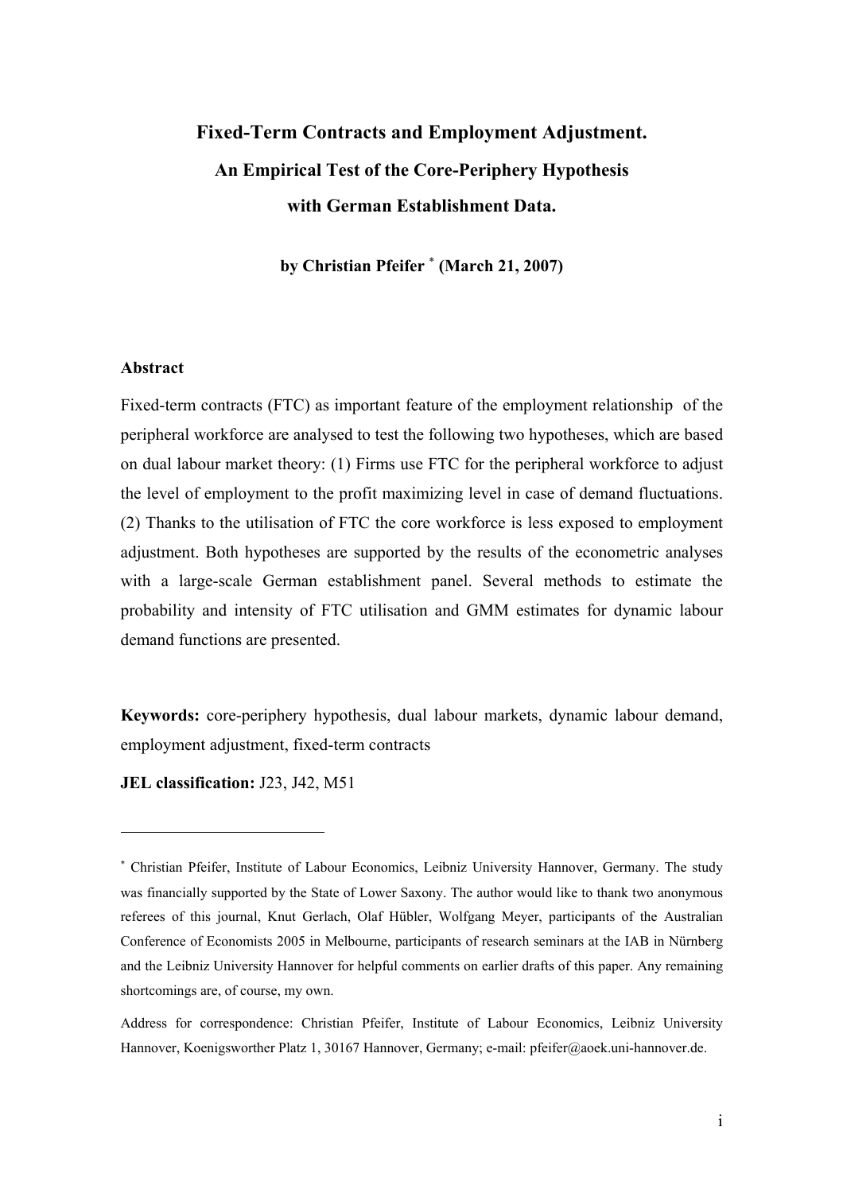# Fixed-Term Contracts and Employment Adjustment.

## An Empirical Test of the Core-Periphery Hypothesis with German Establishment Data.

**by Christian Pfeifer [*] (March 21, 2007)**

### Abstract

Fixed-term contracts (FTC) as important feature of the employment relationship of the peripheral workforce are analysed to test the following two hypotheses, which are based on dual labour market theory: (1) Firms use FTC for the peripheral workforce to adjust the level of employment to the profit maximizing level in case of demand fluctuations. (2) Thanks to the utilisation of FTC the core workforce is less exposed to employment adjustment. Both hypotheses are supported by the results of the econometric analyses with a large-scale German establishment panel. Several methods to estimate the probability and intensity of FTC utilisation and GMM estimates for dynamic labour demand functions are presented.

**Keywords:** core-periphery hypothesis, dual labour markets, dynamic labour demand, employment adjustment, fixed-term contracts

**JEL classification:** J23, J42, M51

---

[*] Christian Pfeifer, Institute of Labour Economics, Leibniz University Hannover, Germany. The study was financially supported by the State of Lower Saxony. The author would like to thank two anonymous referees of this journal, Knut Gerlach, Olaf Hübler, Wolfgang Meyer, participants of the Australian Conference of Economists 2005 in Melbourne, participants of research seminars at the IAB in Nürnberg and the Leibniz University Hannover for helpful comments on earlier drafts of this paper. Any remaining shortcomings are, of course, my own.

Address for correspondence: Christian Pfeifer, Institute of Labour Economics, Leibniz University Hannover, Koenigsworther Platz 1, 30167 Hannover, Germany; e-mail: pfeifer@aoek.uni-hannover.de.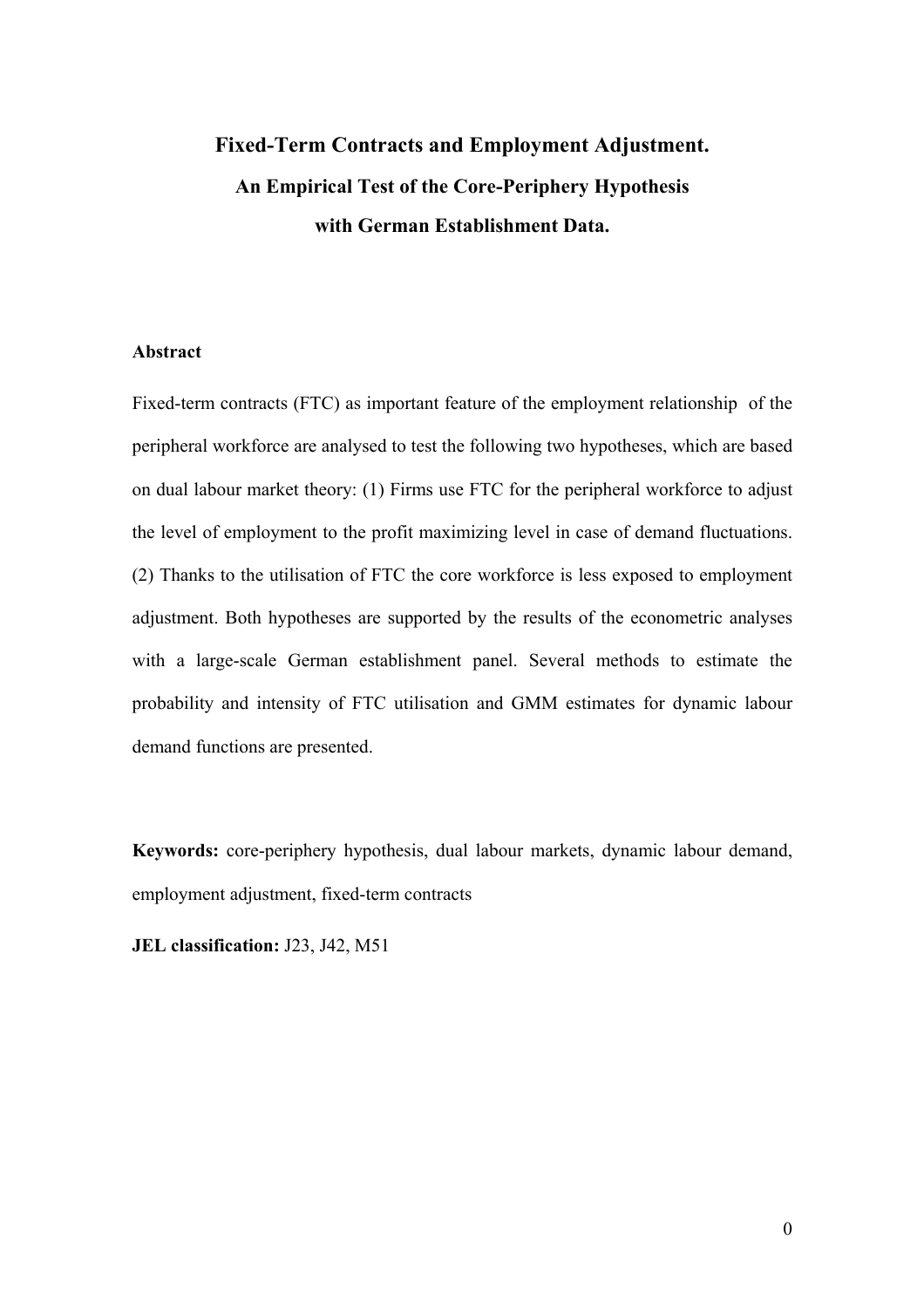# Fixed-Term Contracts and Employment Adjustment.

## An Empirical Test of the Core-Periphery Hypothesis with German Establishment Data.

**Abstract**

Fixed-term contracts (FTC) as important feature of the employment relationship of the peripheral workforce are analysed to test the following two hypotheses, which are based on dual labour market theory: (1) Firms use FTC for the peripheral workforce to adjust the level of employment to the profit maximizing level in case of demand fluctuations. (2) Thanks to the utilisation of FTC the core workforce is less exposed to employment adjustment. Both hypotheses are supported by the results of the econometric analyses with a large-scale German establishment panel. Several methods to estimate the probability and intensity of FTC utilisation and GMM estimates for dynamic labour demand functions are presented.

**Keywords:** core-periphery hypothesis, dual labour markets, dynamic labour demand, employment adjustment, fixed-term contracts

**JEL classification:** J23, J42, M51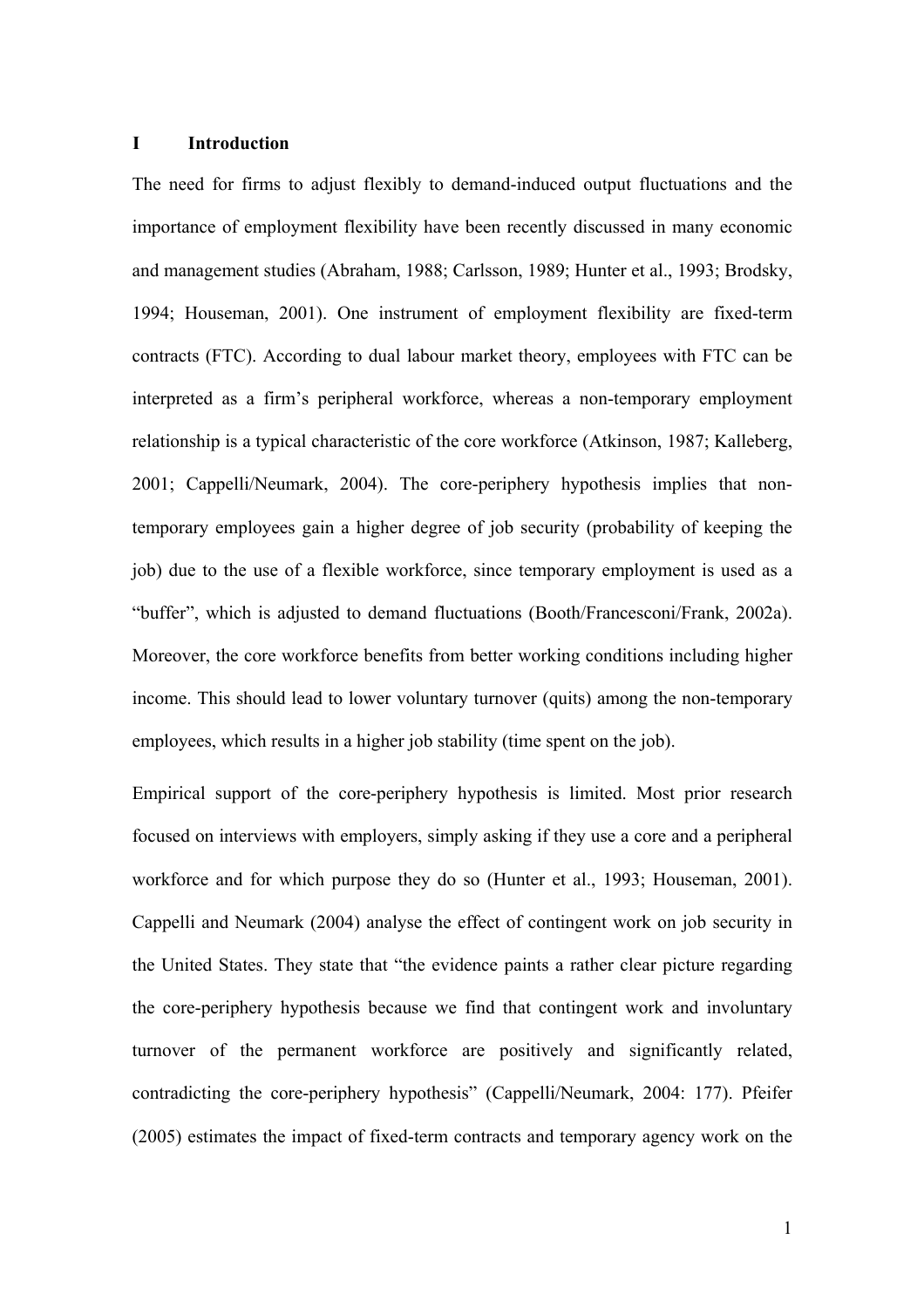## I Introduction

The need for firms to adjust flexibly to demand-induced output fluctuations and the importance of employment flexibility have been recently discussed in many economic and management studies (Abraham, 1988; Carlsson, 1989; Hunter et al., 1993; Brodsky, 1994; Houseman, 2001). One instrument of employment flexibility are fixed-term contracts (FTC). According to dual labour market theory, employees with FTC can be interpreted as a firm's peripheral workforce, whereas a non-temporary employment relationship is a typical characteristic of the core workforce (Atkinson, 1987; Kalleberg, 2001; Cappelli/Neumark, 2004). The core-periphery hypothesis implies that non-temporary employees gain a higher degree of job security (probability of keeping the job) due to the use of a flexible workforce, since temporary employment is used as a "buffer", which is adjusted to demand fluctuations (Booth/Francesconi/Frank, 2002a). Moreover, the core workforce benefits from better working conditions including higher income. This should lead to lower voluntary turnover (quits) among the non-temporary employees, which results in a higher job stability (time spent on the job).

Empirical support of the core-periphery hypothesis is limited. Most prior research focused on interviews with employers, simply asking if they use a core and a peripheral workforce and for which purpose they do so (Hunter et al., 1993; Houseman, 2001). Cappelli and Neumark (2004) analyse the effect of contingent work on job security in the United States. They state that "the evidence paints a rather clear picture regarding the core-periphery hypothesis because we find that contingent work and involuntary turnover of the permanent workforce are positively and significantly related, contradicting the core-periphery hypothesis" (Cappelli/Neumark, 2004: 177). Pfeifer (2005) estimates the impact of fixed-term contracts and temporary agency work on the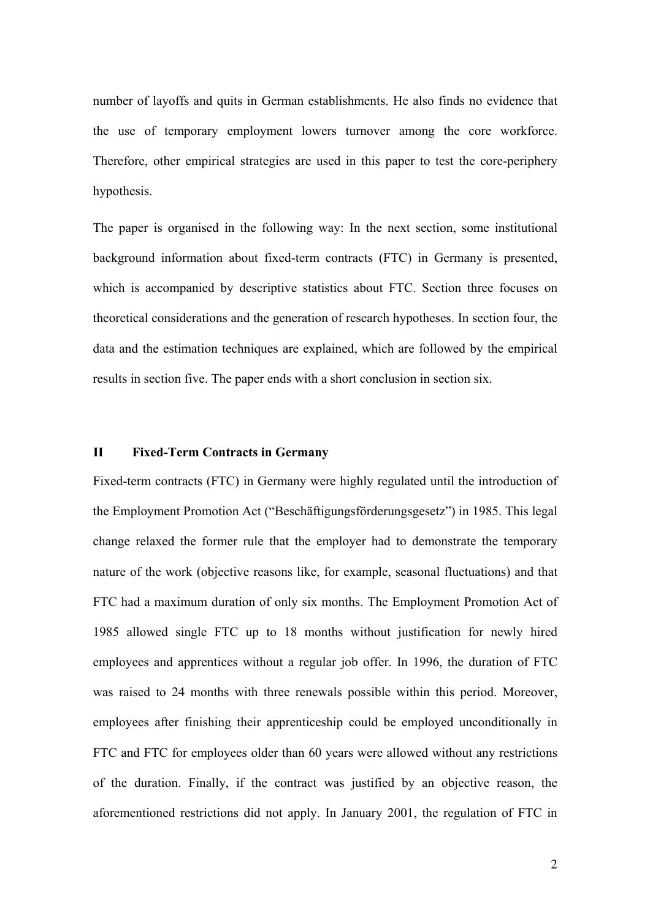number of layoffs and quits in German establishments. He also finds no evidence that the use of temporary employment lowers turnover among the core workforce. Therefore, other empirical strategies are used in this paper to test the core-periphery hypothesis.

The paper is organised in the following way: In the next section, some institutional background information about fixed-term contracts (FTC) in Germany is presented, which is accompanied by descriptive statistics about FTC. Section three focuses on theoretical considerations and the generation of research hypotheses. In section four, the data and the estimation techniques are explained, which are followed by the empirical results in section five. The paper ends with a short conclusion in section six.

## II Fixed-Term Contracts in Germany

Fixed-term contracts (FTC) in Germany were highly regulated until the introduction of the Employment Promotion Act ("Beschäftigungsförderungsgesetz") in 1985. This legal change relaxed the former rule that the employer had to demonstrate the temporary nature of the work (objective reasons like, for example, seasonal fluctuations) and that FTC had a maximum duration of only six months. The Employment Promotion Act of 1985 allowed single FTC up to 18 months without justification for newly hired employees and apprentices without a regular job offer. In 1996, the duration of FTC was raised to 24 months with three renewals possible within this period. Moreover, employees after finishing their apprenticeship could be employed unconditionally in FTC and FTC for employees older than 60 years were allowed without any restrictions of the duration. Finally, if the contract was justified by an objective reason, the aforementioned restrictions did not apply. In January 2001, the regulation of FTC in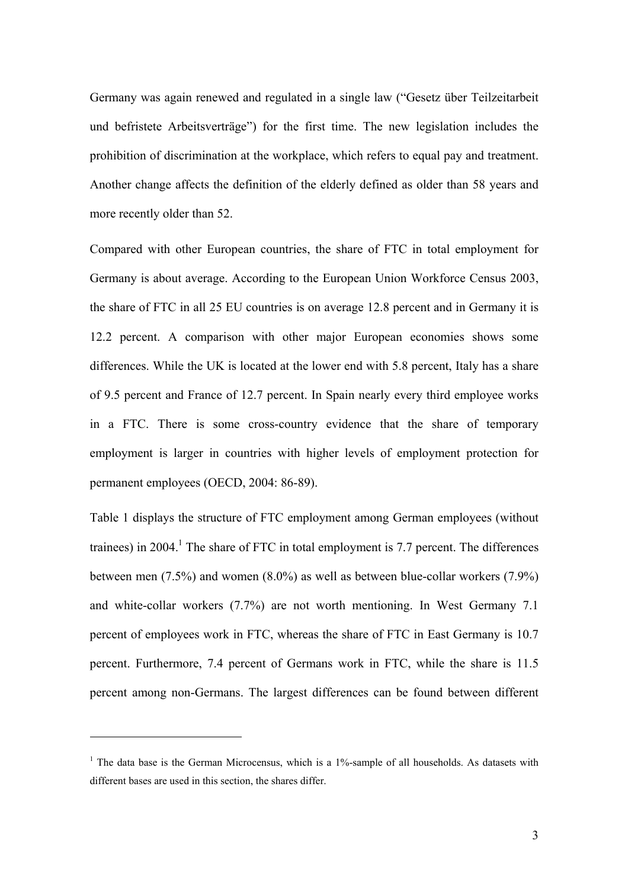Germany was again renewed and regulated in a single law (“Gesetz über Teilzeitarbeit und befristete Arbeitsverträge”) for the first time. The new legislation includes the prohibition of discrimination at the workplace, which refers to equal pay and treatment. Another change affects the definition of the elderly defined as older than 58 years and more recently older than 52.

Compared with other European countries, the share of FTC in total employment for Germany is about average. According to the European Union Workforce Census 2003, the share of FTC in all 25 EU countries is on average 12.8 percent and in Germany it is 12.2 percent. A comparison with other major European economies shows some differences. While the UK is located at the lower end with 5.8 percent, Italy has a share of 9.5 percent and France of 12.7 percent. In Spain nearly every third employee works in a FTC. There is some cross-country evidence that the share of temporary employment is larger in countries with higher levels of employment protection for permanent employees (OECD, 2004: 86-89).

Table 1 displays the structure of FTC employment among German employees (without trainees) in 2004.[1] The share of FTC in total employment is 7.7 percent. The differences between men (7.5%) and women (8.0%) as well as between blue-collar workers (7.9%) and white-collar workers (7.7%) are not worth mentioning. In West Germany 7.1 percent of employees work in FTC, whereas the share of FTC in East Germany is 10.7 percent. Furthermore, 7.4 percent of Germans work in FTC, while the share is 11.5 percent among non-Germans. The largest differences can be found between different

---

[1] The data base is the German Microcensus, which is a 1%-sample of all households. As datasets with different bases are used in this section, the shares differ.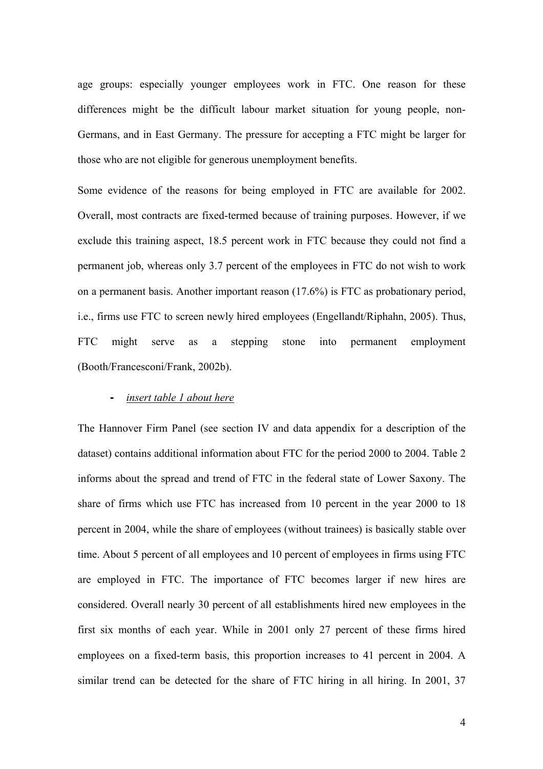age groups: especially younger employees work in FTC. One reason for these differences might be the difficult labour market situation for young people, non-Germans, and in East Germany. The pressure for accepting a FTC might be larger for those who are not eligible for generous unemployment benefits.

Some evidence of the reasons for being employed in FTC are available for 2002. Overall, most contracts are fixed-termed because of training purposes. However, if we exclude this training aspect, 18.5 percent work in FTC because they could not find a permanent job, whereas only 3.7 percent of the employees in FTC do not wish to work on a permanent basis. Another important reason (17.6%) is FTC as probationary period, i.e., firms use FTC to screen newly hired employees (Engellandt/Riphahn, 2005). Thus, FTC might serve as a stepping stone into permanent employment (Booth/Francesconi/Frank, 2002b).

- *insert table 1 about here*

The Hannover Firm Panel (see section IV and data appendix for a description of the dataset) contains additional information about FTC for the period 2000 to 2004. Table 2 informs about the spread and trend of FTC in the federal state of Lower Saxony. The share of firms which use FTC has increased from 10 percent in the year 2000 to 18 percent in 2004, while the share of employees (without trainees) is basically stable over time. About 5 percent of all employees and 10 percent of employees in firms using FTC are employed in FTC. The importance of FTC becomes larger if new hires are considered. Overall nearly 30 percent of all establishments hired new employees in the first six months of each year. While in 2001 only 27 percent of these firms hired employees on a fixed-term basis, this proportion increases to 41 percent in 2004. A similar trend can be detected for the share of FTC hiring in all hiring. In 2001, 37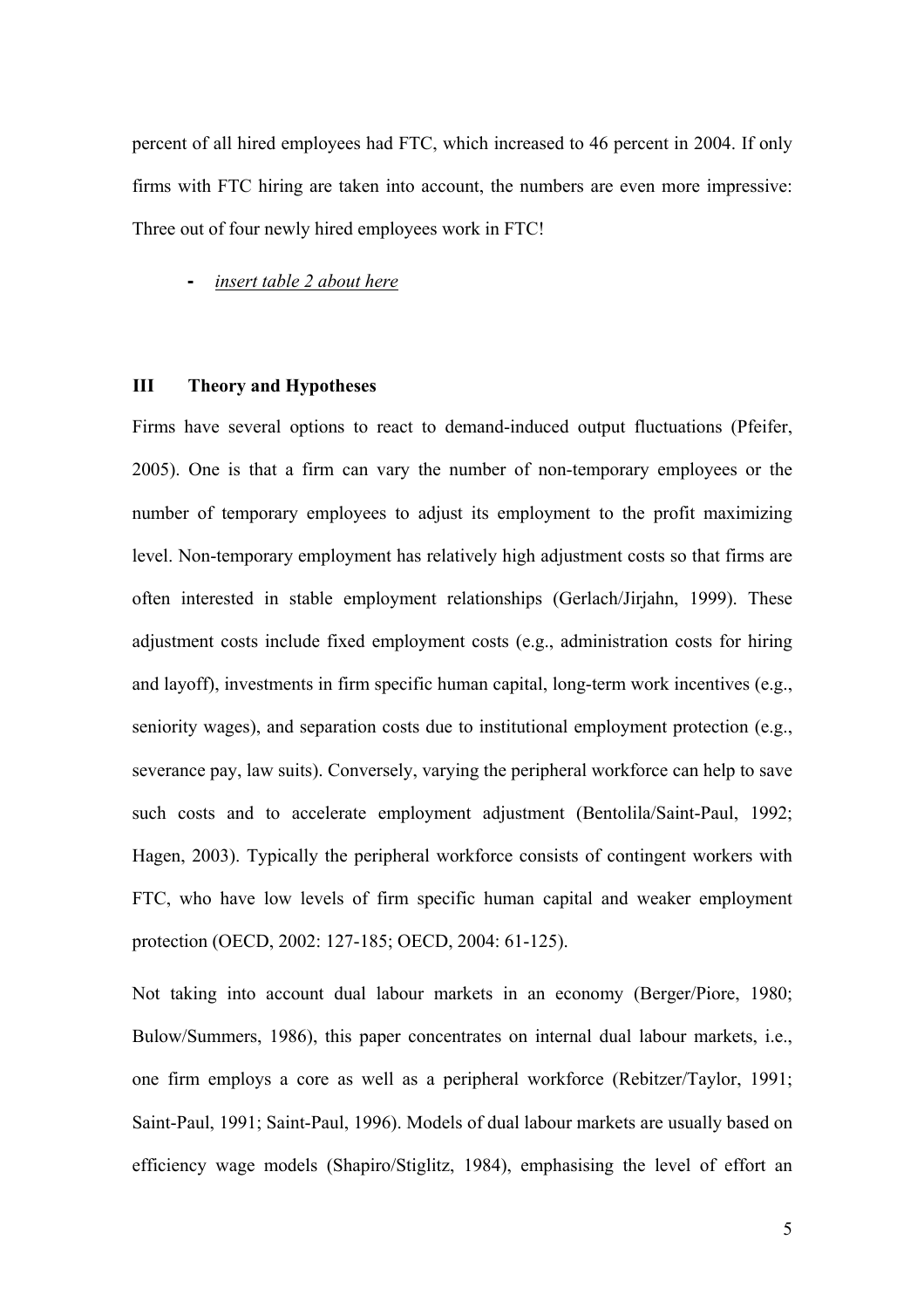percent of all hired employees had FTC, which increased to 46 percent in 2004. If only firms with FTC hiring are taken into account, the numbers are even more impressive: Three out of four newly hired employees work in FTC!

- *insert table 2 about here*

## III Theory and Hypotheses

Firms have several options to react to demand-induced output fluctuations (Pfeifer, 2005). One is that a firm can vary the number of non-temporary employees or the number of temporary employees to adjust its employment to the profit maximizing level. Non-temporary employment has relatively high adjustment costs so that firms are often interested in stable employment relationships (Gerlach/Jirjahn, 1999). These adjustment costs include fixed employment costs (e.g., administration costs for hiring and layoff), investments in firm specific human capital, long-term work incentives (e.g., seniority wages), and separation costs due to institutional employment protection (e.g., severance pay, law suits). Conversely, varying the peripheral workforce can help to save such costs and to accelerate employment adjustment (Bentolila/Saint-Paul, 1992; Hagen, 2003). Typically the peripheral workforce consists of contingent workers with FTC, who have low levels of firm specific human capital and weaker employment protection (OECD, 2002: 127-185; OECD, 2004: 61-125).

Not taking into account dual labour markets in an economy (Berger/Piore, 1980; Bulow/Summers, 1986), this paper concentrates on internal dual labour markets, i.e., one firm employs a core as well as a peripheral workforce (Rebitzer/Taylor, 1991; Saint-Paul, 1991; Saint-Paul, 1996). Models of dual labour markets are usually based on efficiency wage models (Shapiro/Stiglitz, 1984), emphasising the level of effort an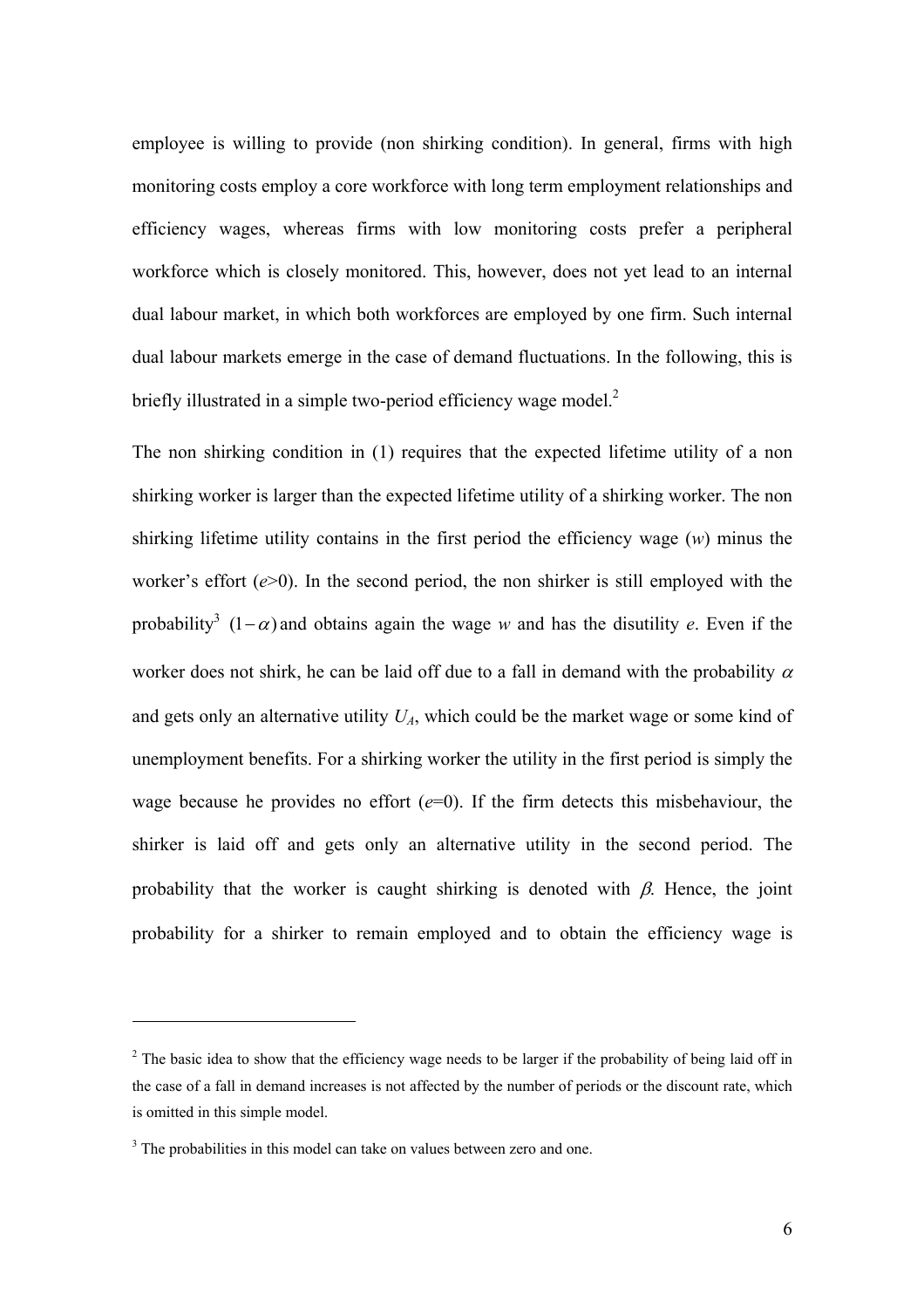employee is willing to provide (non shirking condition). In general, firms with high monitoring costs employ a core workforce with long term employment relationships and efficiency wages, whereas firms with low monitoring costs prefer a peripheral workforce which is closely monitored. This, however, does not yet lead to an internal dual labour market, in which both workforces are employed by one firm. Such internal dual labour markets emerge in the case of demand fluctuations. In the following, this is briefly illustrated in a simple two-period efficiency wage model.[2]

The non shirking condition in (1) requires that the expected lifetime utility of a non shirking worker is larger than the expected lifetime utility of a shirking worker. The non shirking lifetime utility contains in the first period the efficiency wage ($w$) minus the worker's effort ($e$>0). In the second period, the non shirker is still employed with the probability[3] $(1-\alpha)$ and obtains again the wage $w$ and has the disutility $e$. Even if the worker does not shirk, he can be laid off due to a fall in demand with the probability $\alpha$ and gets only an alternative utility $U_A$, which could be the market wage or some kind of unemployment benefits. For a shirking worker the utility in the first period is simply the wage because he provides no effort ($e$=0). If the firm detects this misbehaviour, the shirker is laid off and gets only an alternative utility in the second period. The probability that the worker is caught shirking is denoted with $\beta$. Hence, the joint probability for a shirker to remain employed and to obtain the efficiency wage is

---

[2] The basic idea to show that the efficiency wage needs to be larger if the probability of being laid off in the case of a fall in demand increases is not affected by the number of periods or the discount rate, which is omitted in this simple model.

[3] The probabilities in this model can take on values between zero and one.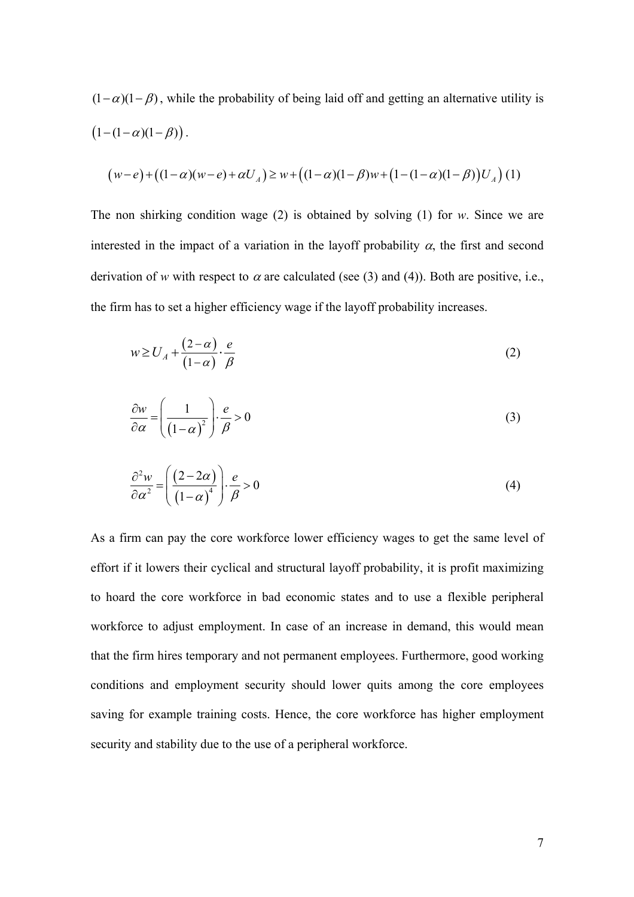$(1-\alpha)(1-\beta)$, while the probability of being laid off and getting an alternative utility is $\left(1-(1-\alpha)(1-\beta)\right)$.

$$\left(w-e\right)+\left((1-\alpha)(w-e)+\alpha U_A\right) \geq w+\left((1-\alpha)(1-\beta)w+\left(1-(1-\alpha)(1-\beta)\right)U_A\right) \quad (1)$$

The non shirking condition wage (2) is obtained by solving (1) for *w*. Since we are interested in the impact of a variation in the layoff probability $\alpha$, the first and second derivation of *w* with respect to $\alpha$ are calculated (see (3) and (4)). Both are positive, i.e., the firm has to set a higher efficiency wage if the layoff probability increases.

$$w \geq U_A + \frac{(2-\alpha)}{(1-\alpha)} \cdot \frac{e}{\beta} \tag{2}$$

$$\frac{\partial w}{\partial \alpha} = \left(\frac{1}{(1-\alpha)^2}\right) \cdot \frac{e}{\beta} > 0 \tag{3}$$

$$\frac{\partial^2 w}{\partial \alpha^2} = \left(\frac{(2-2\alpha)}{(1-\alpha)^4}\right) \cdot \frac{e}{\beta} > 0 \tag{4}$$

As a firm can pay the core workforce lower efficiency wages to get the same level of effort if it lowers their cyclical and structural layoff probability, it is profit maximizing to hoard the core workforce in bad economic states and to use a flexible peripheral workforce to adjust employment. In case of an increase in demand, this would mean that the firm hires temporary and not permanent employees. Furthermore, good working conditions and employment security should lower quits among the core employees saving for example training costs. Hence, the core workforce has higher employment security and stability due to the use of a peripheral workforce.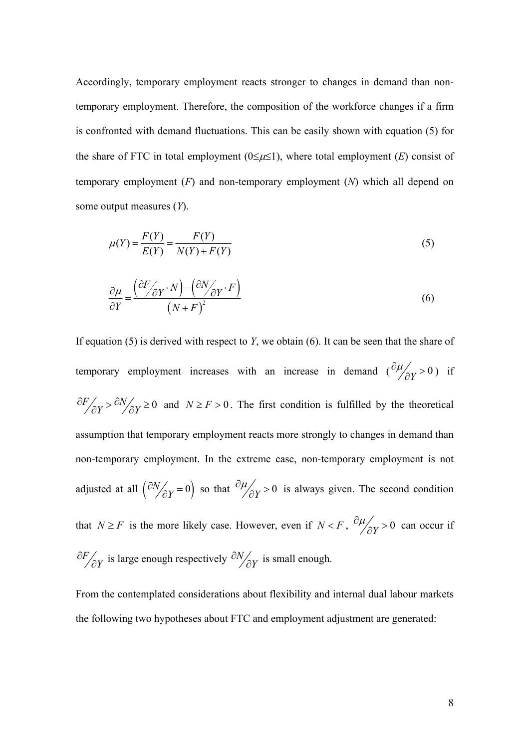Accordingly, temporary employment reacts stronger to changes in demand than non-temporary employment. Therefore, the composition of the workforce changes if a firm is confronted with demand fluctuations. This can be easily shown with equation (5) for the share of FTC in total employment ($0 \leq \mu \leq 1$), where total employment (*E*) consist of temporary employment (*F*) and non-temporary employment (*N*) which all depend on some output measures (*Y*).

$$\mu(Y) = \frac{F(Y)}{E(Y)} = \frac{F(Y)}{N(Y) + F(Y)} \tag{5}$$

$$\frac{\partial \mu}{\partial Y} = \frac{\left(\frac{\partial F}{\partial Y} \cdot N\right) - \left(\frac{\partial N}{\partial Y} \cdot F\right)}{\left(N + F\right)^2} \tag{6}$$

If equation (5) is derived with respect to *Y*, we obtain (6). It can be seen that the share of temporary employment increases with an increase in demand ($\partial \mu / \partial Y > 0$) if $\partial F / \partial Y > \partial N / \partial Y \geq 0$ and $N \geq F > 0$. The first condition is fulfilled by the theoretical assumption that temporary employment reacts more strongly to changes in demand than non-temporary employment. In the extreme case, non-temporary employment is not adjusted at all $\left(\partial N / \partial Y = 0\right)$ so that $\partial \mu / \partial Y > 0$ is always given. The second condition that $N \geq F$ is the more likely case. However, even if $N < F$, $\partial \mu / \partial Y > 0$ can occur if $\partial F / \partial Y$ is large enough respectively $\partial N / \partial Y$ is small enough.

From the contemplated considerations about flexibility and internal dual labour markets the following two hypotheses about FTC and employment adjustment are generated: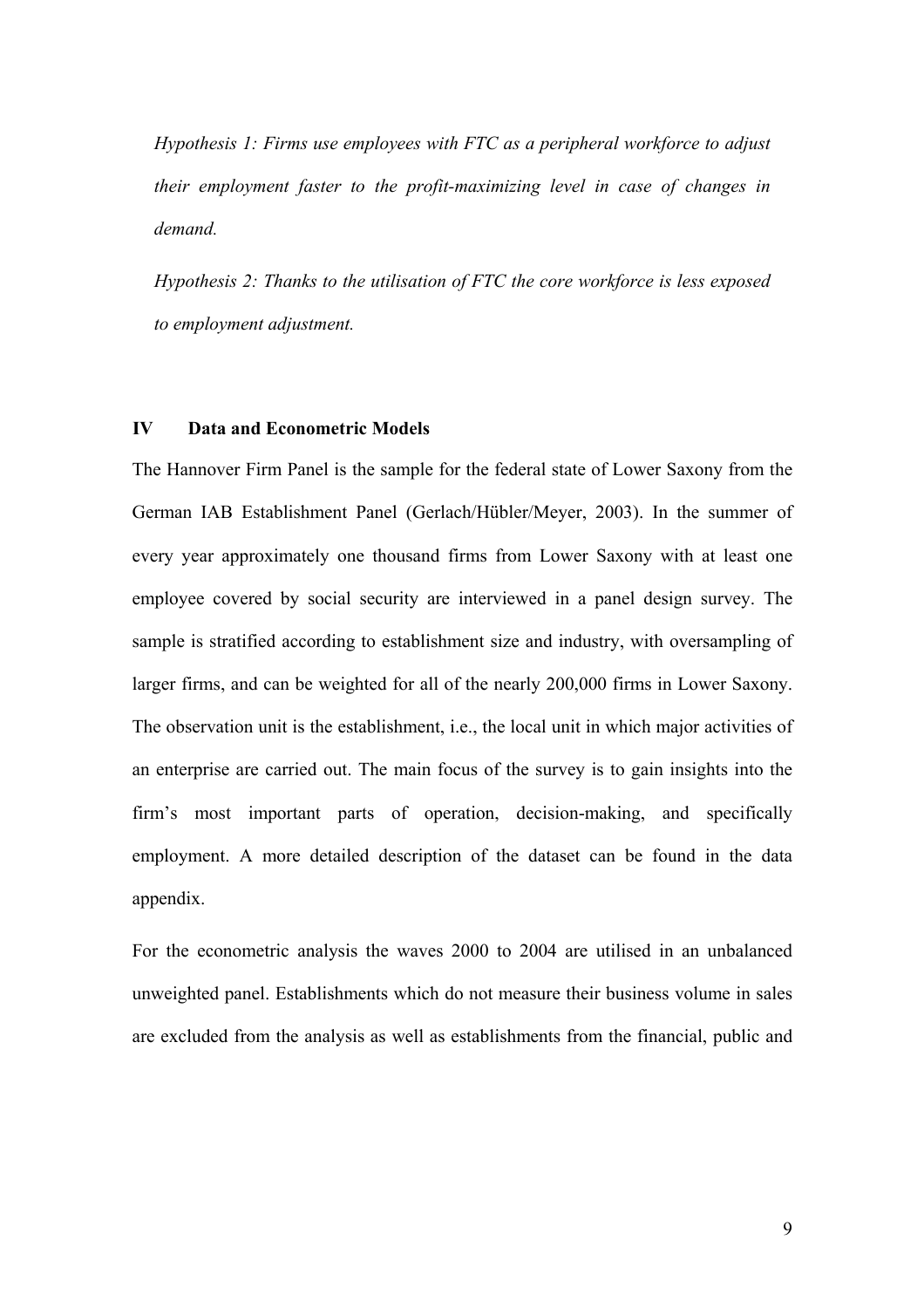*Hypothesis 1: Firms use employees with FTC as a peripheral workforce to adjust their employment faster to the profit-maximizing level in case of changes in demand.*

*Hypothesis 2: Thanks to the utilisation of FTC the core workforce is less exposed to employment adjustment.*

## IV Data and Econometric Models

The Hannover Firm Panel is the sample for the federal state of Lower Saxony from the German IAB Establishment Panel (Gerlach/Hübler/Meyer, 2003). In the summer of every year approximately one thousand firms from Lower Saxony with at least one employee covered by social security are interviewed in a panel design survey. The sample is stratified according to establishment size and industry, with oversampling of larger firms, and can be weighted for all of the nearly 200,000 firms in Lower Saxony. The observation unit is the establishment, i.e., the local unit in which major activities of an enterprise are carried out. The main focus of the survey is to gain insights into the firm's most important parts of operation, decision-making, and specifically employment. A more detailed description of the dataset can be found in the data appendix.

For the econometric analysis the waves 2000 to 2004 are utilised in an unbalanced unweighted panel. Establishments which do not measure their business volume in sales are excluded from the analysis as well as establishments from the financial, public and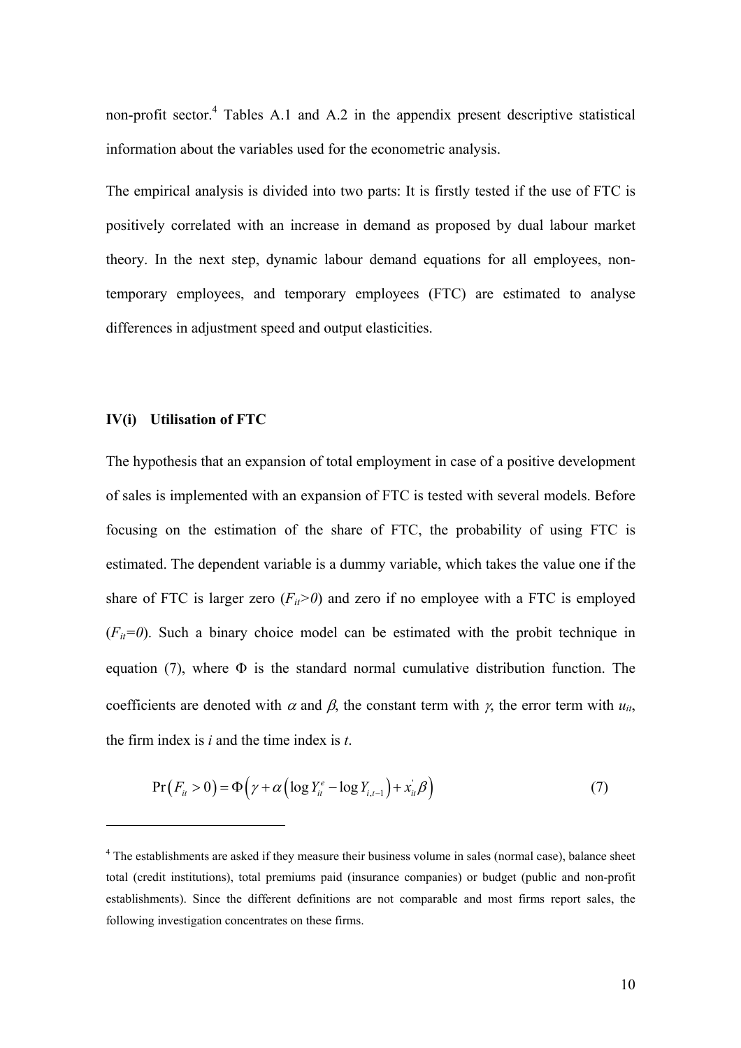non-profit sector.[4] Tables A.1 and A.2 in the appendix present descriptive statistical information about the variables used for the econometric analysis.

The empirical analysis is divided into two parts: It is firstly tested if the use of FTC is positively correlated with an increase in demand as proposed by dual labour market theory. In the next step, dynamic labour demand equations for all employees, non-temporary employees, and temporary employees (FTC) are estimated to analyse differences in adjustment speed and output elasticities.

### IV(i) Utilisation of FTC

The hypothesis that an expansion of total employment in case of a positive development of sales is implemented with an expansion of FTC is tested with several models. Before focusing on the estimation of the share of FTC, the probability of using FTC is estimated. The dependent variable is a dummy variable, which takes the value one if the share of FTC is larger zero ($F_{it}>0$) and zero if no employee with a FTC is employed ($F_{it}=0$). Such a binary choice model can be estimated with the probit technique in equation (7), where $\Phi$ is the standard normal cumulative distribution function. The coefficients are denoted with $\alpha$ and $\beta$, the constant term with $\gamma$, the error term with $u_{it}$, the firm index is $i$ and the time index is $t$.

$$\Pr\left(F_{it}>0\right)=\Phi\left(\gamma+\alpha\left(\log Y_{it}^{e}-\log Y_{i,t-1}\right)+x_{it}^{'}\beta\right) \tag{7}$$

[4] The establishments are asked if they measure their business volume in sales (normal case), balance sheet total (credit institutions), total premiums paid (insurance companies) or budget (public and non-profit establishments). Since the different definitions are not comparable and most firms report sales, the following investigation concentrates on these firms.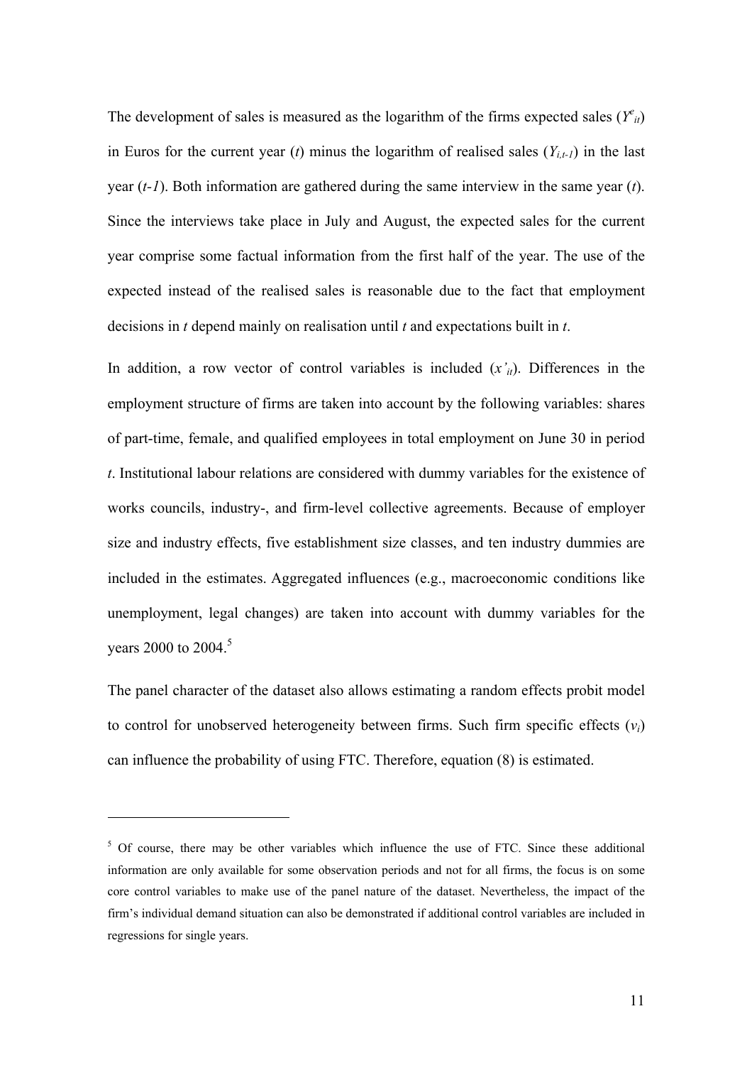The development of sales is measured as the logarithm of the firms expected sales ($Y^e_{it}$) in Euros for the current year ($t$) minus the logarithm of realised sales ($Y_{i,t-1}$) in the last year ($t-1$). Both information are gathered during the same interview in the same year ($t$). Since the interviews take place in July and August, the expected sales for the current year comprise some factual information from the first half of the year. The use of the expected instead of the realised sales is reasonable due to the fact that employment decisions in $t$ depend mainly on realisation until $t$ and expectations built in $t$.

In addition, a row vector of control variables is included ($x'_{it}$). Differences in the employment structure of firms are taken into account by the following variables: shares of part-time, female, and qualified employees in total employment on June 30 in period $t$. Institutional labour relations are considered with dummy variables for the existence of works councils, industry-, and firm-level collective agreements. Because of employer size and industry effects, five establishment size classes, and ten industry dummies are included in the estimates. Aggregated influences (e.g., macroeconomic conditions like unemployment, legal changes) are taken into account with dummy variables for the years 2000 to 2004.[5]

The panel character of the dataset also allows estimating a random effects probit model to control for unobserved heterogeneity between firms. Such firm specific effects ($v_i$) can influence the probability of using FTC. Therefore, equation (8) is estimated.

---

[5] Of course, there may be other variables which influence the use of FTC. Since these additional information are only available for some observation periods and not for all firms, the focus is on some core control variables to make use of the panel nature of the dataset. Nevertheless, the impact of the firm's individual demand situation can also be demonstrated if additional control variables are included in regressions for single years.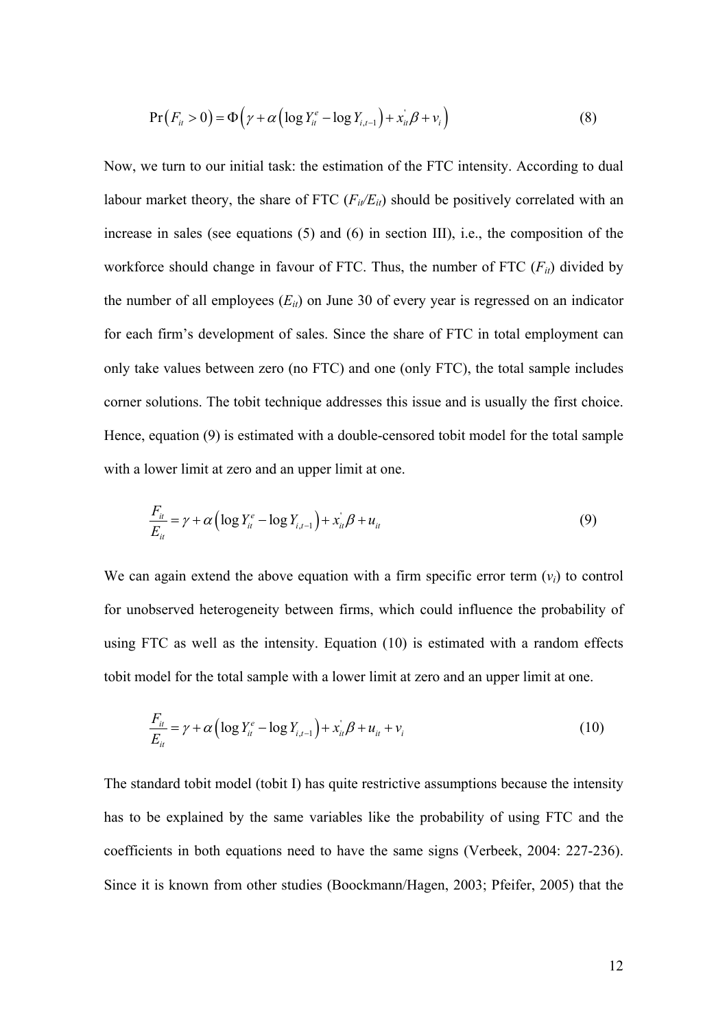$$\Pr\left(F_{it} > 0\right) = \Phi\left(\gamma + \alpha\left(\log Y_{it}^{e} - \log Y_{i,t-1}\right) + x_{it}^{'}\beta + v_{i}\right) \tag{8}$$

Now, we turn to our initial task: the estimation of the FTC intensity. According to dual labour market theory, the share of FTC ($F_{it}/E_{it}$) should be positively correlated with an increase in sales (see equations (5) and (6) in section III), i.e., the composition of the workforce should change in favour of FTC. Thus, the number of FTC ($F_{it}$) divided by the number of all employees ($E_{it}$) on June 30 of every year is regressed on an indicator for each firm's development of sales. Since the share of FTC in total employment can only take values between zero (no FTC) and one (only FTC), the total sample includes corner solutions. The tobit technique addresses this issue and is usually the first choice. Hence, equation (9) is estimated with a double-censored tobit model for the total sample with a lower limit at zero and an upper limit at one.

$$\frac{F_{it}}{E_{it}} = \gamma + \alpha\left(\log Y_{it}^{e} - \log Y_{i,t-1}\right) + x_{it}^{'}\beta + u_{it} \tag{9}$$

We can again extend the above equation with a firm specific error term ($v_i$) to control for unobserved heterogeneity between firms, which could influence the probability of using FTC as well as the intensity. Equation (10) is estimated with a random effects tobit model for the total sample with a lower limit at zero and an upper limit at one.

$$\frac{F_{it}}{E_{it}} = \gamma + \alpha\left(\log Y_{it}^{e} - \log Y_{i,t-1}\right) + x_{it}^{'}\beta + u_{it} + v_{i} \tag{10}$$

The standard tobit model (tobit I) has quite restrictive assumptions because the intensity has to be explained by the same variables like the probability of using FTC and the coefficients in both equations need to have the same signs (Verbeek, 2004: 227-236). Since it is known from other studies (Boockmann/Hagen, 2003; Pfeifer, 2005) that the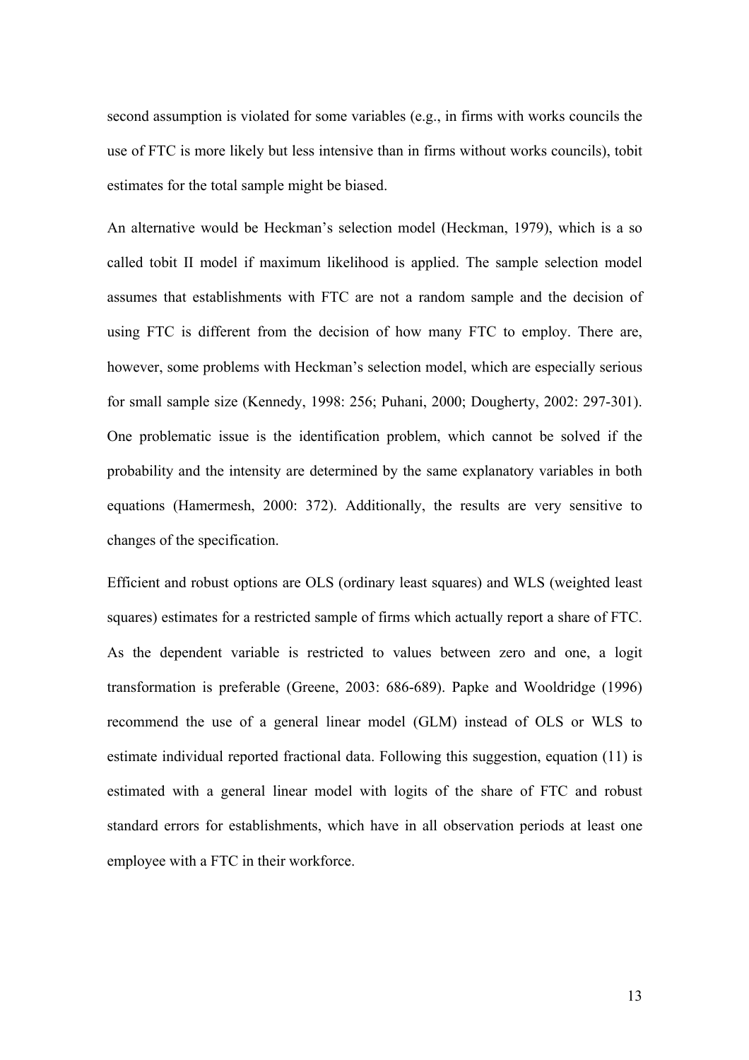second assumption is violated for some variables (e.g., in firms with works councils the use of FTC is more likely but less intensive than in firms without works councils), tobit estimates for the total sample might be biased.

An alternative would be Heckman's selection model (Heckman, 1979), which is a so called tobit II model if maximum likelihood is applied. The sample selection model assumes that establishments with FTC are not a random sample and the decision of using FTC is different from the decision of how many FTC to employ. There are, however, some problems with Heckman's selection model, which are especially serious for small sample size (Kennedy, 1998: 256; Puhani, 2000; Dougherty, 2002: 297-301). One problematic issue is the identification problem, which cannot be solved if the probability and the intensity are determined by the same explanatory variables in both equations (Hamermesh, 2000: 372). Additionally, the results are very sensitive to changes of the specification.

Efficient and robust options are OLS (ordinary least squares) and WLS (weighted least squares) estimates for a restricted sample of firms which actually report a share of FTC. As the dependent variable is restricted to values between zero and one, a logit transformation is preferable (Greene, 2003: 686-689). Papke and Wooldridge (1996) recommend the use of a general linear model (GLM) instead of OLS or WLS to estimate individual reported fractional data. Following this suggestion, equation (11) is estimated with a general linear model with logits of the share of FTC and robust standard errors for establishments, which have in all observation periods at least one employee with a FTC in their workforce.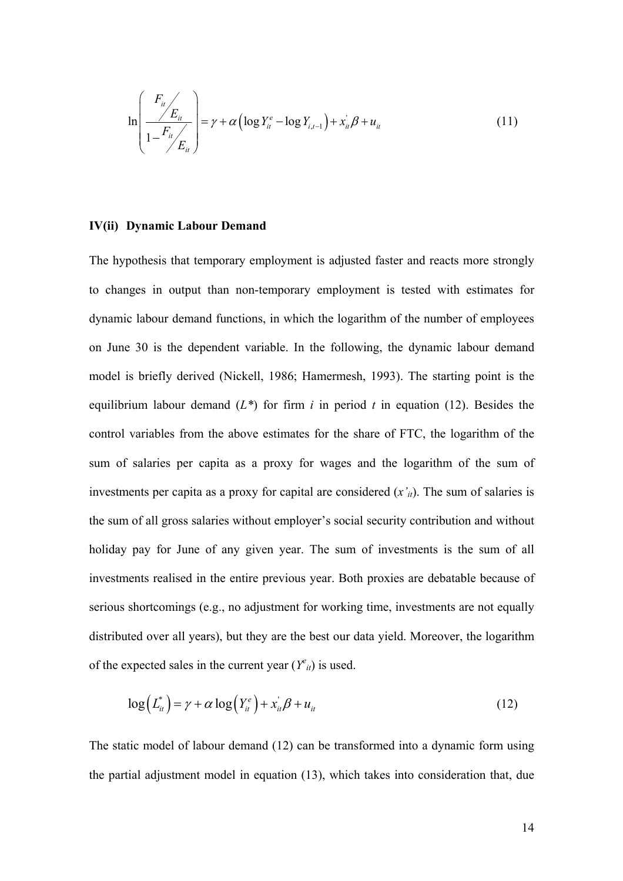$$\ln\left(\frac{F_{it}/E_{it}}{1-F_{it}/E_{it}}\right) = \gamma + \alpha\left(\log Y_{it}^{e} - \log Y_{i,t-1}\right) + x_{it}^{'}\beta + u_{it} \tag{11}$$

## IV(ii) Dynamic Labour Demand

The hypothesis that temporary employment is adjusted faster and reacts more strongly to changes in output than non-temporary employment is tested with estimates for dynamic labour demand functions, in which the logarithm of the number of employees on June 30 is the dependent variable. In the following, the dynamic labour demand model is briefly derived (Nickell, 1986; Hamermesh, 1993). The starting point is the equilibrium labour demand ($L^*$) for firm $i$ in period $t$ in equation (12). Besides the control variables from the above estimates for the share of FTC, the logarithm of the sum of salaries per capita as a proxy for wages and the logarithm of the sum of investments per capita as a proxy for capital are considered ($x'_{it}$). The sum of salaries is the sum of all gross salaries without employer's social security contribution and without holiday pay for June of any given year. The sum of investments is the sum of all investments realised in the entire previous year. Both proxies are debatable because of serious shortcomings (e.g., no adjustment for working time, investments are not equally distributed over all years), but they are the best our data yield. Moreover, the logarithm of the expected sales in the current year ($Y^e_{it}$) is used.

$$\log\left(L_{it}^{*}\right) = \gamma + \alpha \log\left(Y_{it}^{e}\right) + x_{it}^{'}\beta + u_{it} \tag{12}$$

The static model of labour demand (12) can be transformed into a dynamic form using the partial adjustment model in equation (13), which takes into consideration that, due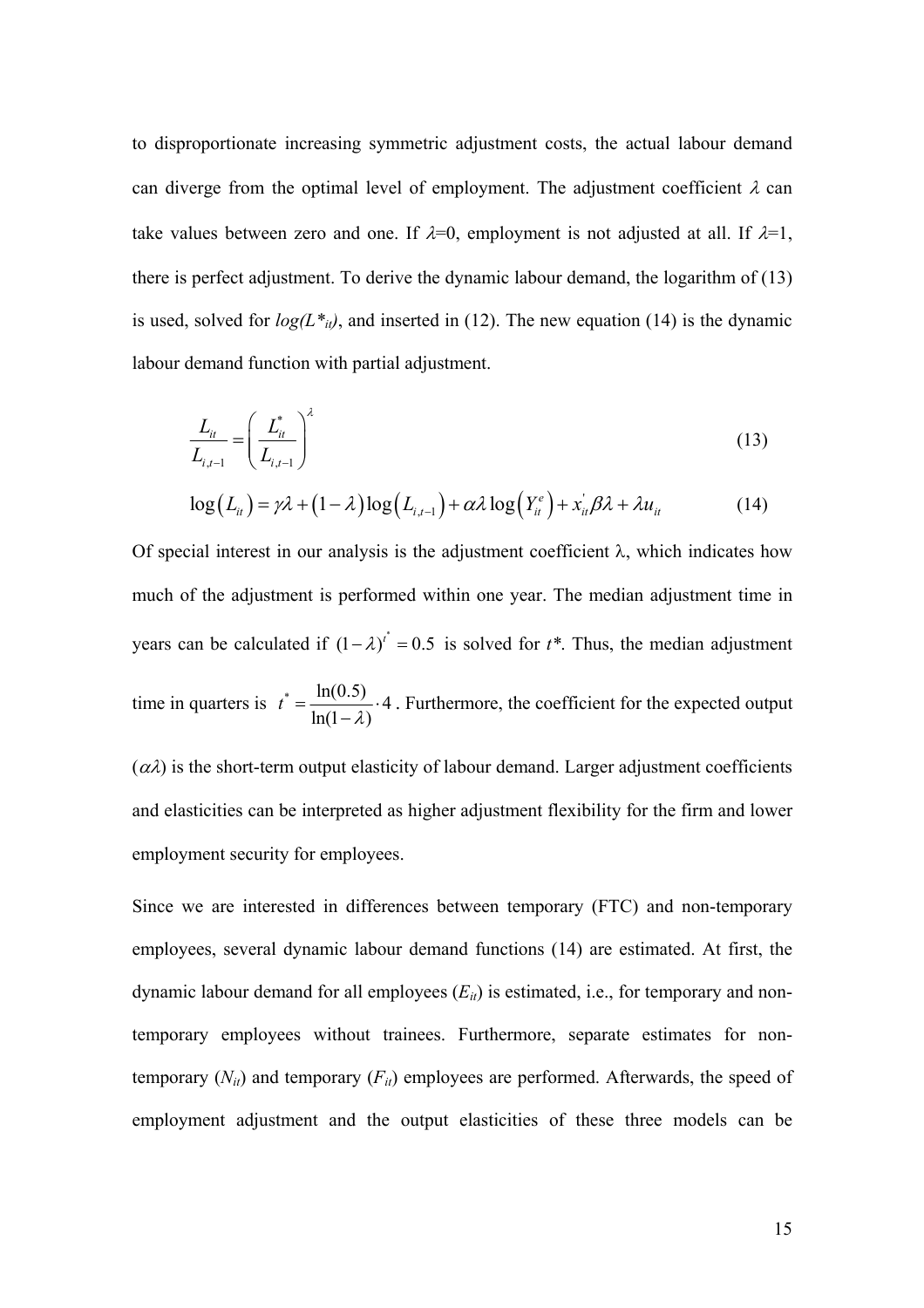to disproportionate increasing symmetric adjustment costs, the actual labour demand can diverge from the optimal level of employment. The adjustment coefficient $\lambda$ can take values between zero and one. If $\lambda$=0, employment is not adjusted at all. If $\lambda$=1, there is perfect adjustment. To derive the dynamic labour demand, the logarithm of (13) is used, solved for $log(L^*_{it})$, and inserted in (12). The new equation (14) is the dynamic labour demand function with partial adjustment.

$$\frac{L_{it}}{L_{i,t-1}} = \left( \frac{L^*_{it}}{L_{i,t-1}} \right)^{\lambda} \tag{13}$$

$$\log\left(L_{it}\right) = \gamma\lambda + \left(1-\lambda\right)\log\left(L_{i,t-1}\right) + \alpha\lambda\log\left(Y^e_{it}\right) + x^{'}_{it}\beta\lambda + \lambda u_{it} \tag{14}$$

Of special interest in our analysis is the adjustment coefficient $\lambda$, which indicates how much of the adjustment is performed within one year. The median adjustment time in years can be calculated if $(1-\lambda)^{t^*} = 0.5$ is solved for $t^*$. Thus, the median adjustment time in quarters is $t^* = \frac{\ln(0.5)}{\ln(1-\lambda)} \cdot 4$. Furthermore, the coefficient for the expected output ($\alpha\lambda$) is the short-term output elasticity of labour demand. Larger adjustment coefficients and elasticities can be interpreted as higher adjustment flexibility for the firm and lower employment security for employees.

Since we are interested in differences between temporary (FTC) and non-temporary employees, several dynamic labour demand functions (14) are estimated. At first, the dynamic labour demand for all employees ($E_{it}$) is estimated, i.e., for temporary and non-temporary employees without trainees. Furthermore, separate estimates for non-temporary ($N_{it}$) and temporary ($F_{it}$) employees are performed. Afterwards, the speed of employment adjustment and the output elasticities of these three models can be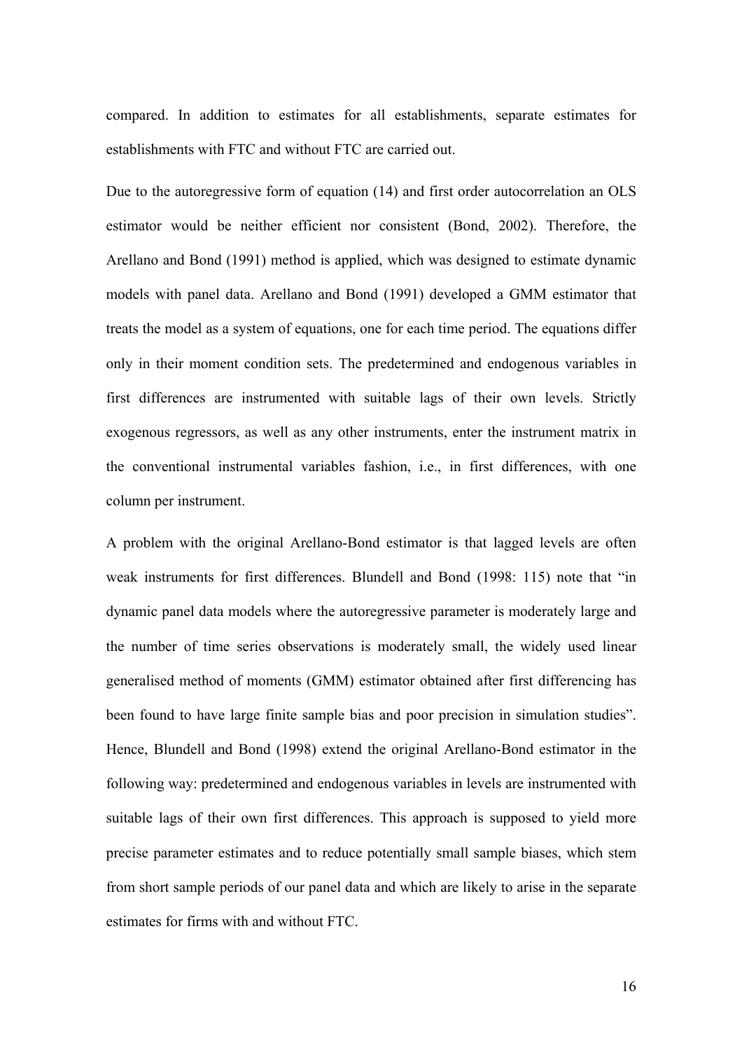compared. In addition to estimates for all establishments, separate estimates for establishments with FTC and without FTC are carried out.

Due to the autoregressive form of equation (14) and first order autocorrelation an OLS estimator would be neither efficient nor consistent (Bond, 2002). Therefore, the Arellano and Bond (1991) method is applied, which was designed to estimate dynamic models with panel data. Arellano and Bond (1991) developed a GMM estimator that treats the model as a system of equations, one for each time period. The equations differ only in their moment condition sets. The predetermined and endogenous variables in first differences are instrumented with suitable lags of their own levels. Strictly exogenous regressors, as well as any other instruments, enter the instrument matrix in the conventional instrumental variables fashion, i.e., in first differences, with one column per instrument.

A problem with the original Arellano-Bond estimator is that lagged levels are often weak instruments for first differences. Blundell and Bond (1998: 115) note that "in dynamic panel data models where the autoregressive parameter is moderately large and the number of time series observations is moderately small, the widely used linear generalised method of moments (GMM) estimator obtained after first differencing has been found to have large finite sample bias and poor precision in simulation studies". Hence, Blundell and Bond (1998) extend the original Arellano-Bond estimator in the following way: predetermined and endogenous variables in levels are instrumented with suitable lags of their own first differences. This approach is supposed to yield more precise parameter estimates and to reduce potentially small sample biases, which stem from short sample periods of our panel data and which are likely to arise in the separate estimates for firms with and without FTC.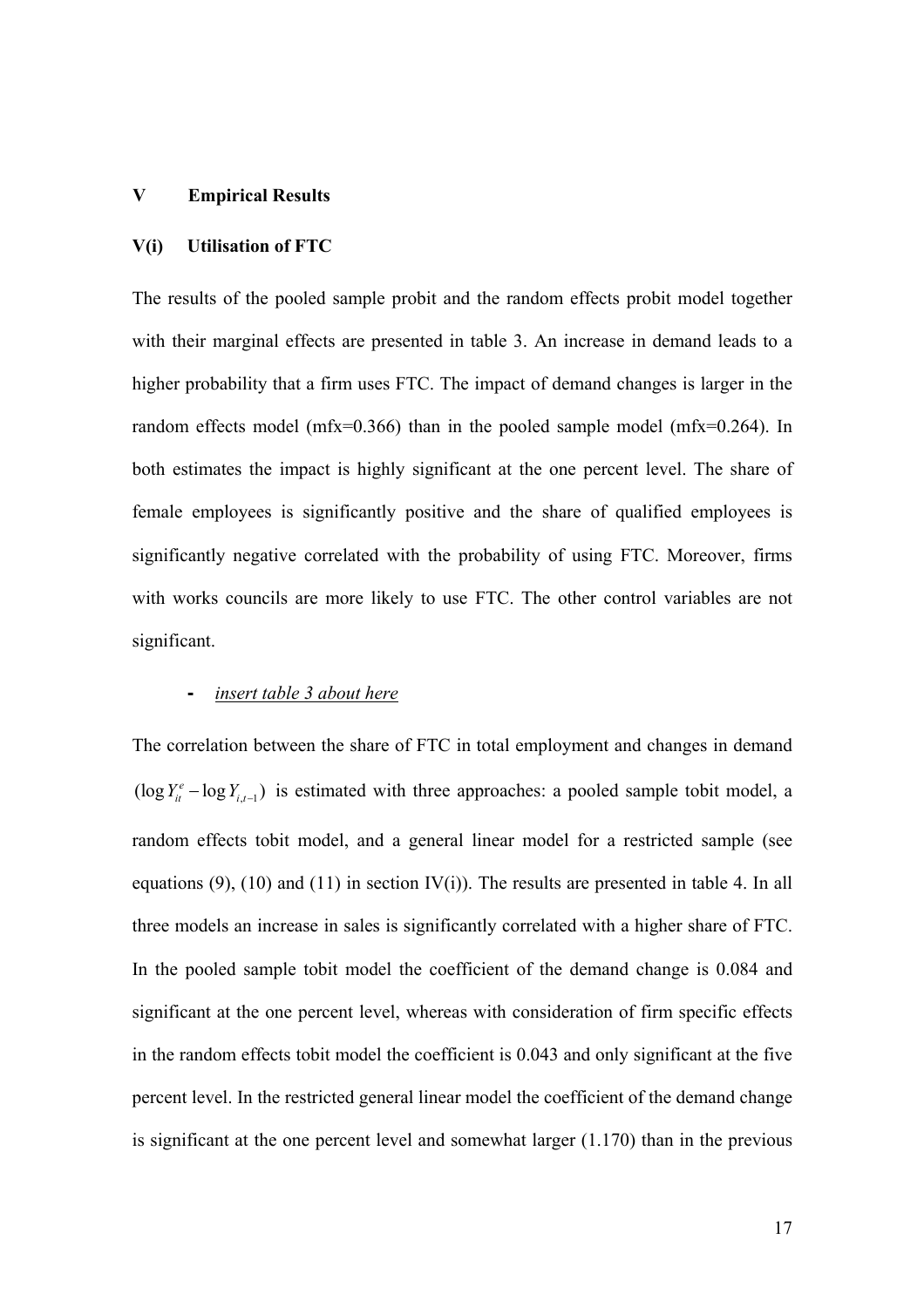## V Empirical Results

### V(i) Utilisation of FTC

The results of the pooled sample probit and the random effects probit model together with their marginal effects are presented in table 3. An increase in demand leads to a higher probability that a firm uses FTC. The impact of demand changes is larger in the random effects model (mfx=0.366) than in the pooled sample model (mfx=0.264). In both estimates the impact is highly significant at the one percent level. The share of female employees is significantly positive and the share of qualified employees is significantly negative correlated with the probability of using FTC. Moreover, firms with works councils are more likely to use FTC. The other control variables are not significant.

- *insert table 3 about here*

The correlation between the share of FTC in total employment and changes in demand $(\log Y_{it}^{e} - \log Y_{i,t-1})$ is estimated with three approaches: a pooled sample tobit model, a random effects tobit model, and a general linear model for a restricted sample (see equations (9), (10) and (11) in section IV(i)). The results are presented in table 4. In all three models an increase in sales is significantly correlated with a higher share of FTC. In the pooled sample tobit model the coefficient of the demand change is 0.084 and significant at the one percent level, whereas with consideration of firm specific effects in the random effects tobit model the coefficient is 0.043 and only significant at the five percent level. In the restricted general linear model the coefficient of the demand change is significant at the one percent level and somewhat larger (1.170) than in the previous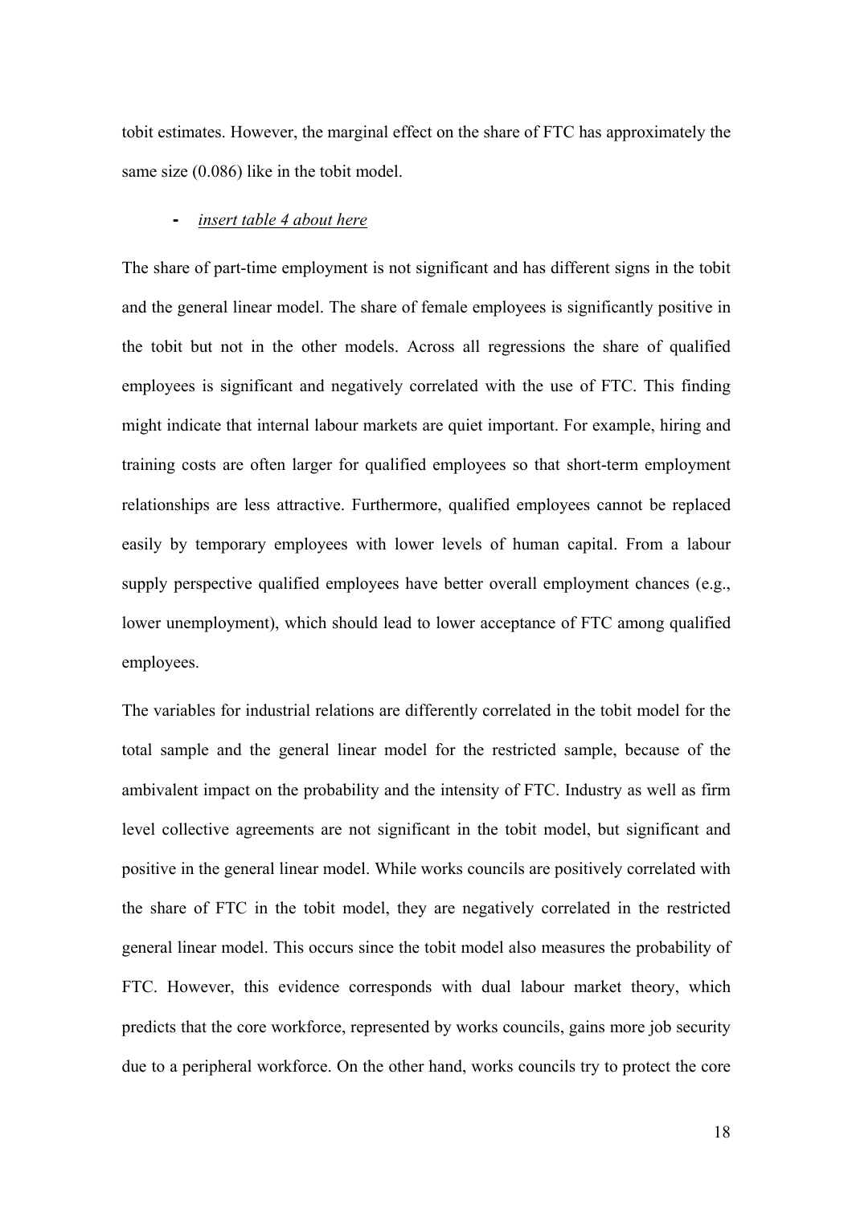tobit estimates. However, the marginal effect on the share of FTC has approximately the same size (0.086) like in the tobit model.

- *insert table 4 about here*

The share of part-time employment is not significant and has different signs in the tobit and the general linear model. The share of female employees is significantly positive in the tobit but not in the other models. Across all regressions the share of qualified employees is significant and negatively correlated with the use of FTC. This finding might indicate that internal labour markets are quiet important. For example, hiring and training costs are often larger for qualified employees so that short-term employment relationships are less attractive. Furthermore, qualified employees cannot be replaced easily by temporary employees with lower levels of human capital. From a labour supply perspective qualified employees have better overall employment chances (e.g., lower unemployment), which should lead to lower acceptance of FTC among qualified employees.

The variables for industrial relations are differently correlated in the tobit model for the total sample and the general linear model for the restricted sample, because of the ambivalent impact on the probability and the intensity of FTC. Industry as well as firm level collective agreements are not significant in the tobit model, but significant and positive in the general linear model. While works councils are positively correlated with the share of FTC in the tobit model, they are negatively correlated in the restricted general linear model. This occurs since the tobit model also measures the probability of FTC. However, this evidence corresponds with dual labour market theory, which predicts that the core workforce, represented by works councils, gains more job security due to a peripheral workforce. On the other hand, works councils try to protect the core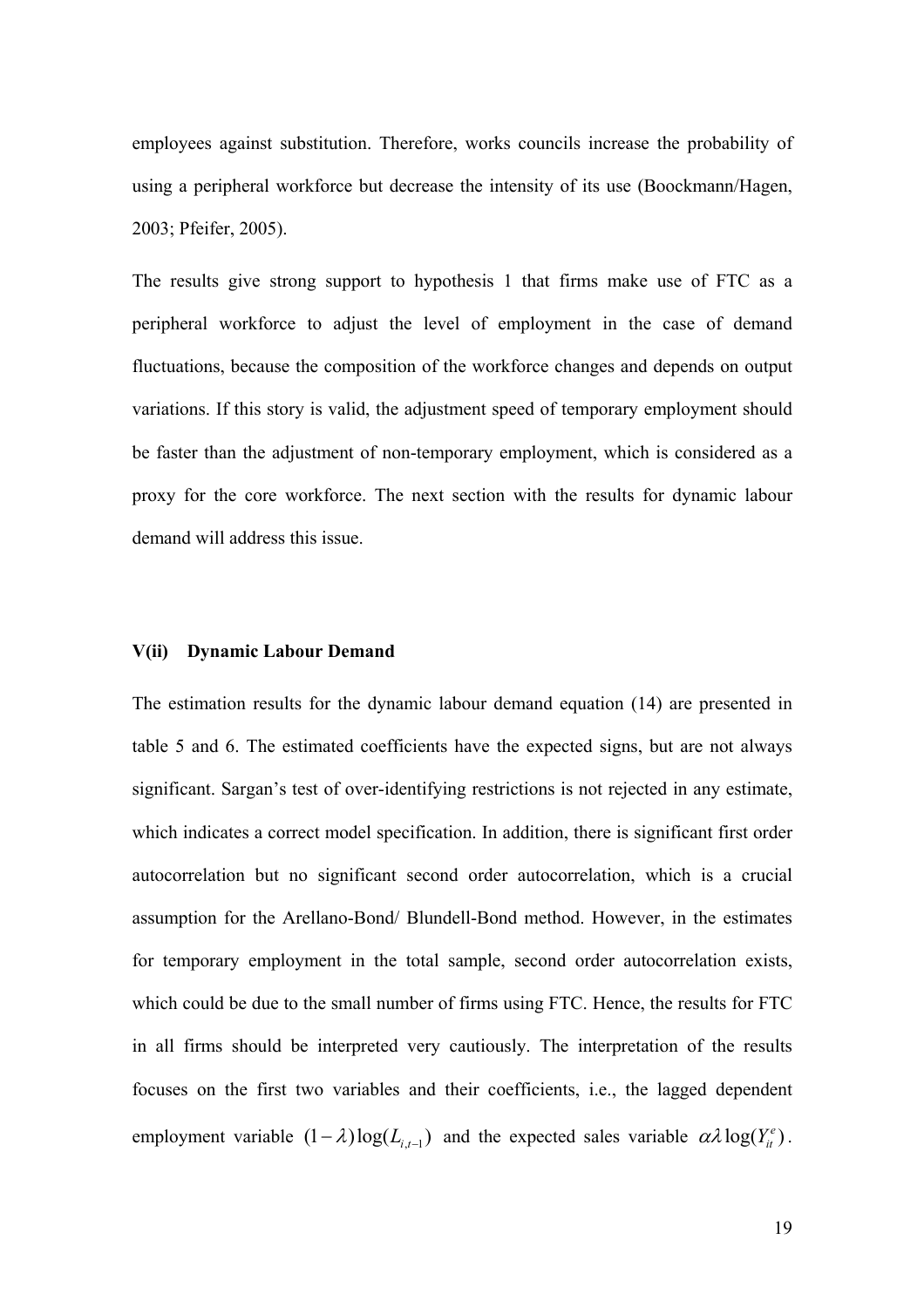employees against substitution. Therefore, works councils increase the probability of using a peripheral workforce but decrease the intensity of its use (Boockmann/Hagen, 2003; Pfeifer, 2005).

The results give strong support to hypothesis 1 that firms make use of FTC as a peripheral workforce to adjust the level of employment in the case of demand fluctuations, because the composition of the workforce changes and depends on output variations. If this story is valid, the adjustment speed of temporary employment should be faster than the adjustment of non-temporary employment, which is considered as a proxy for the core workforce. The next section with the results for dynamic labour demand will address this issue.

### V(ii) Dynamic Labour Demand

The estimation results for the dynamic labour demand equation (14) are presented in table 5 and 6. The estimated coefficients have the expected signs, but are not always significant. Sargan's test of over-identifying restrictions is not rejected in any estimate, which indicates a correct model specification. In addition, there is significant first order autocorrelation but no significant second order autocorrelation, which is a crucial assumption for the Arellano-Bond/ Blundell-Bond method. However, in the estimates for temporary employment in the total sample, second order autocorrelation exists, which could be due to the small number of firms using FTC. Hence, the results for FTC in all firms should be interpreted very cautiously. The interpretation of the results focuses on the first two variables and their coefficients, i.e., the lagged dependent employment variable $(1-\lambda)\log(L_{i,t-1})$ and the expected sales variable $\alpha\lambda\log(Y_{it}^{e})$.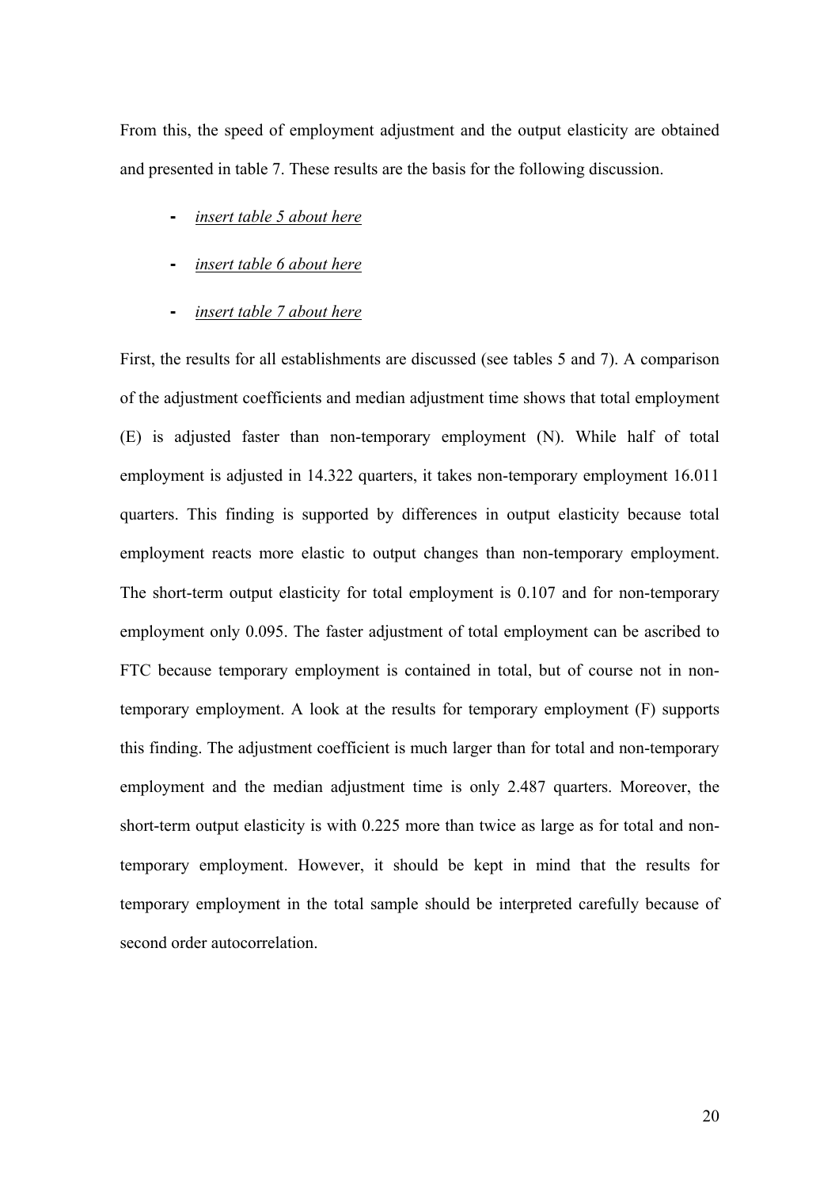From this, the speed of employment adjustment and the output elasticity are obtained and presented in table 7. These results are the basis for the following discussion.

- *insert table 5 about here*
- *insert table 6 about here*
- *insert table 7 about here*

First, the results for all establishments are discussed (see tables 5 and 7). A comparison of the adjustment coefficients and median adjustment time shows that total employment (E) is adjusted faster than non-temporary employment (N). While half of total employment is adjusted in 14.322 quarters, it takes non-temporary employment 16.011 quarters. This finding is supported by differences in output elasticity because total employment reacts more elastic to output changes than non-temporary employment. The short-term output elasticity for total employment is 0.107 and for non-temporary employment only 0.095. The faster adjustment of total employment can be ascribed to FTC because temporary employment is contained in total, but of course not in non-temporary employment. A look at the results for temporary employment (F) supports this finding. The adjustment coefficient is much larger than for total and non-temporary employment and the median adjustment time is only 2.487 quarters. Moreover, the short-term output elasticity is with 0.225 more than twice as large as for total and non-temporary employment. However, it should be kept in mind that the results for temporary employment in the total sample should be interpreted carefully because of second order autocorrelation.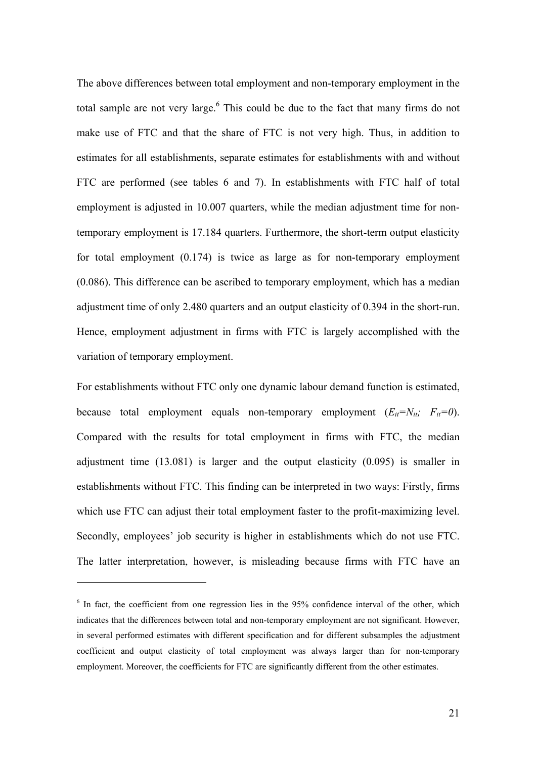The above differences between total employment and non-temporary employment in the total sample are not very large.[6] This could be due to the fact that many firms do not make use of FTC and that the share of FTC is not very high. Thus, in addition to estimates for all establishments, separate estimates for establishments with and without FTC are performed (see tables 6 and 7). In establishments with FTC half of total employment is adjusted in 10.007 quarters, while the median adjustment time for non-temporary employment is 17.184 quarters. Furthermore, the short-term output elasticity for total employment (0.174) is twice as large as for non-temporary employment (0.086). This difference can be ascribed to temporary employment, which has a median adjustment time of only 2.480 quarters and an output elasticity of 0.394 in the short-run. Hence, employment adjustment in firms with FTC is largely accomplished with the variation of temporary employment.

For establishments without FTC only one dynamic labour demand function is estimated, because total employment equals non-temporary employment ($E_{it}=N_{it}$; $F_{it}=0$). Compared with the results for total employment in firms with FTC, the median adjustment time (13.081) is larger and the output elasticity (0.095) is smaller in establishments without FTC. This finding can be interpreted in two ways: Firstly, firms which use FTC can adjust their total employment faster to the profit-maximizing level. Secondly, employees' job security is higher in establishments which do not use FTC. The latter interpretation, however, is misleading because firms with FTC have an

[6] In fact, the coefficient from one regression lies in the 95% confidence interval of the other, which indicates that the differences between total and non-temporary employment are not significant. However, in several performed estimates with different specification and for different subsamples the adjustment coefficient and output elasticity of total employment was always larger than for non-temporary employment. Moreover, the coefficients for FTC are significantly different from the other estimates.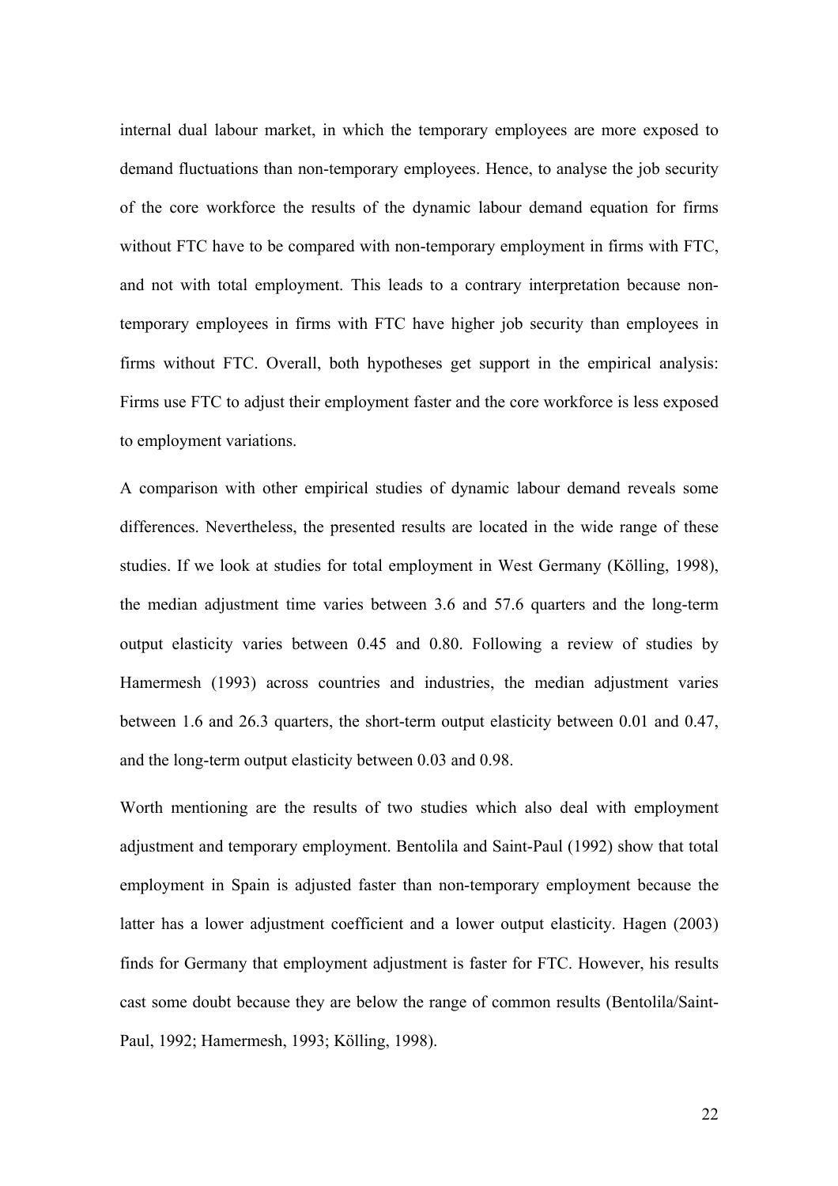internal dual labour market, in which the temporary employees are more exposed to demand fluctuations than non-temporary employees. Hence, to analyse the job security of the core workforce the results of the dynamic labour demand equation for firms without FTC have to be compared with non-temporary employment in firms with FTC, and not with total employment. This leads to a contrary interpretation because non-temporary employees in firms with FTC have higher job security than employees in firms without FTC. Overall, both hypotheses get support in the empirical analysis: Firms use FTC to adjust their employment faster and the core workforce is less exposed to employment variations.

A comparison with other empirical studies of dynamic labour demand reveals some differences. Nevertheless, the presented results are located in the wide range of these studies. If we look at studies for total employment in West Germany (Kölling, 1998), the median adjustment time varies between 3.6 and 57.6 quarters and the long-term output elasticity varies between 0.45 and 0.80. Following a review of studies by Hamermesh (1993) across countries and industries, the median adjustment varies between 1.6 and 26.3 quarters, the short-term output elasticity between 0.01 and 0.47, and the long-term output elasticity between 0.03 and 0.98.

Worth mentioning are the results of two studies which also deal with employment adjustment and temporary employment. Bentolila and Saint-Paul (1992) show that total employment in Spain is adjusted faster than non-temporary employment because the latter has a lower adjustment coefficient and a lower output elasticity. Hagen (2003) finds for Germany that employment adjustment is faster for FTC. However, his results cast some doubt because they are below the range of common results (Bentolila/Saint-Paul, 1992; Hamermesh, 1993; Kölling, 1998).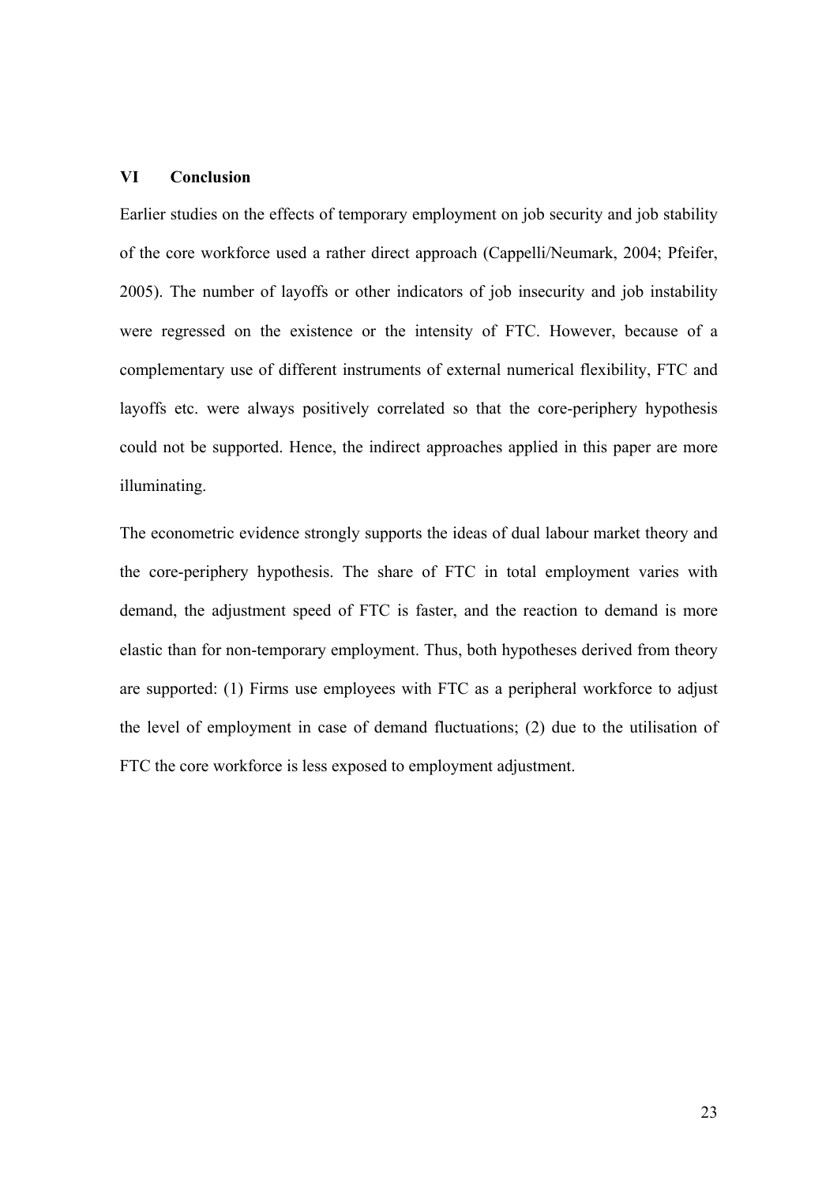## VI Conclusion

Earlier studies on the effects of temporary employment on job security and job stability of the core workforce used a rather direct approach (Cappelli/Neumark, 2004; Pfeifer, 2005). The number of layoffs or other indicators of job insecurity and job instability were regressed on the existence or the intensity of FTC. However, because of a complementary use of different instruments of external numerical flexibility, FTC and layoffs etc. were always positively correlated so that the core-periphery hypothesis could not be supported. Hence, the indirect approaches applied in this paper are more illuminating.

The econometric evidence strongly supports the ideas of dual labour market theory and the core-periphery hypothesis. The share of FTC in total employment varies with demand, the adjustment speed of FTC is faster, and the reaction to demand is more elastic than for non-temporary employment. Thus, both hypotheses derived from theory are supported: (1) Firms use employees with FTC as a peripheral workforce to adjust the level of employment in case of demand fluctuations; (2) due to the utilisation of FTC the core workforce is less exposed to employment adjustment.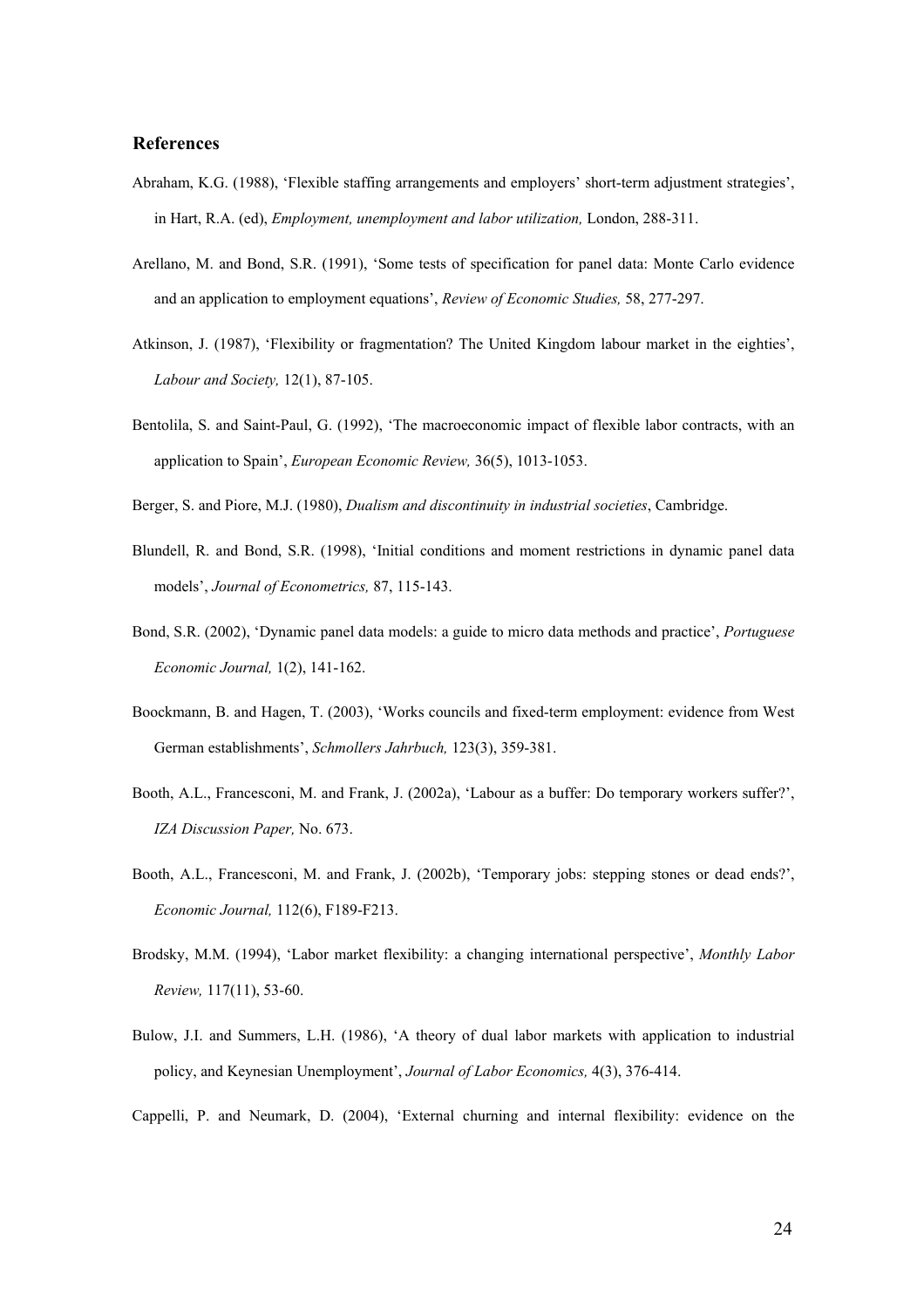## References

Abraham, K.G. (1988), 'Flexible staffing arrangements and employers' short-term adjustment strategies', in Hart, R.A. (ed), *Employment, unemployment and labor utilization,* London, 288-311.

Arellano, M. and Bond, S.R. (1991), 'Some tests of specification for panel data: Monte Carlo evidence and an application to employment equations', *Review of Economic Studies,* 58, 277-297.

Atkinson, J. (1987), 'Flexibility or fragmentation? The United Kingdom labour market in the eighties', *Labour and Society,* 12(1), 87-105.

Bentolila, S. and Saint-Paul, G. (1992), 'The macroeconomic impact of flexible labor contracts, with an application to Spain', *European Economic Review,* 36(5), 1013-1053.

Berger, S. and Piore, M.J. (1980), *Dualism and discontinuity in industrial societies*, Cambridge.

Blundell, R. and Bond, S.R. (1998), 'Initial conditions and moment restrictions in dynamic panel data models', *Journal of Econometrics,* 87, 115-143.

Bond, S.R. (2002), 'Dynamic panel data models: a guide to micro data methods and practice', *Portuguese Economic Journal,* 1(2), 141-162.

Boockmann, B. and Hagen, T. (2003), 'Works councils and fixed-term employment: evidence from West German establishments', *Schmollers Jahrbuch,* 123(3), 359-381.

Booth, A.L., Francesconi, M. and Frank, J. (2002a), 'Labour as a buffer: Do temporary workers suffer?', *IZA Discussion Paper,* No. 673.

Booth, A.L., Francesconi, M. and Frank, J. (2002b), 'Temporary jobs: stepping stones or dead ends?', *Economic Journal,* 112(6), F189-F213.

Brodsky, M.M. (1994), 'Labor market flexibility: a changing international perspective', *Monthly Labor Review,* 117(11), 53-60.

Bulow, J.I. and Summers, L.H. (1986), 'A theory of dual labor markets with application to industrial policy, and Keynesian Unemployment', *Journal of Labor Economics,* 4(3), 376-414.

Cappelli, P. and Neumark, D. (2004), 'External churning and internal flexibility: evidence on the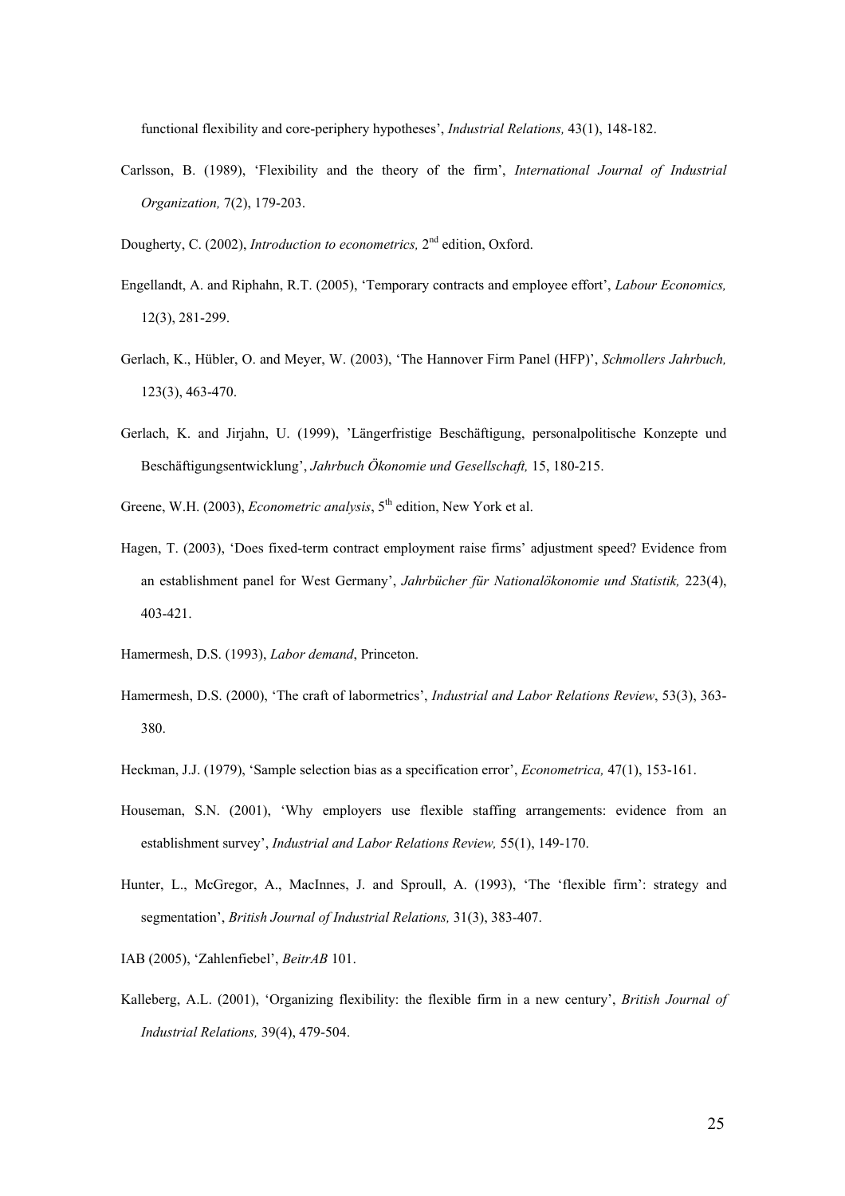functional flexibility and core-periphery hypotheses', *Industrial Relations,* 43(1), 148-182.

Carlsson, B. (1989), 'Flexibility and the theory of the firm', *International Journal of Industrial Organization,* 7(2), 179-203.

Dougherty, C. (2002), *Introduction to econometrics,* 2nd edition, Oxford.

Engellandt, A. and Riphahn, R.T. (2005), 'Temporary contracts and employee effort', *Labour Economics,* 12(3), 281-299.

Gerlach, K., Hübler, O. and Meyer, W. (2003), 'The Hannover Firm Panel (HFP)', *Schmollers Jahrbuch,* 123(3), 463-470.

Gerlach, K. and Jirjahn, U. (1999), 'Längerfristige Beschäftigung, personalpolitische Konzepte und Beschäftigungsentwicklung', *Jahrbuch Ökonomie und Gesellschaft,* 15, 180-215.

Greene, W.H. (2003), *Econometric analysis*, 5th edition, New York et al.

Hagen, T. (2003), 'Does fixed-term contract employment raise firms' adjustment speed? Evidence from an establishment panel for West Germany', *Jahrbücher für Nationalökonomie und Statistik,* 223(4), 403-421.

Hamermesh, D.S. (1993), *Labor demand*, Princeton.

Hamermesh, D.S. (2000), 'The craft of labormetrics', *Industrial and Labor Relations Review*, 53(3), 363-380.

Heckman, J.J. (1979), 'Sample selection bias as a specification error', *Econometrica,* 47(1), 153-161.

Houseman, S.N. (2001), 'Why employers use flexible staffing arrangements: evidence from an establishment survey', *Industrial and Labor Relations Review,* 55(1), 149-170.

Hunter, L., McGregor, A., MacInnes, J. and Sproull, A. (1993), 'The 'flexible firm': strategy and segmentation', *British Journal of Industrial Relations,* 31(3), 383-407.

IAB (2005), 'Zahlenfiebel', *BeitrAB* 101.

Kalleberg, A.L. (2001), 'Organizing flexibility: the flexible firm in a new century', *British Journal of Industrial Relations,* 39(4), 479-504.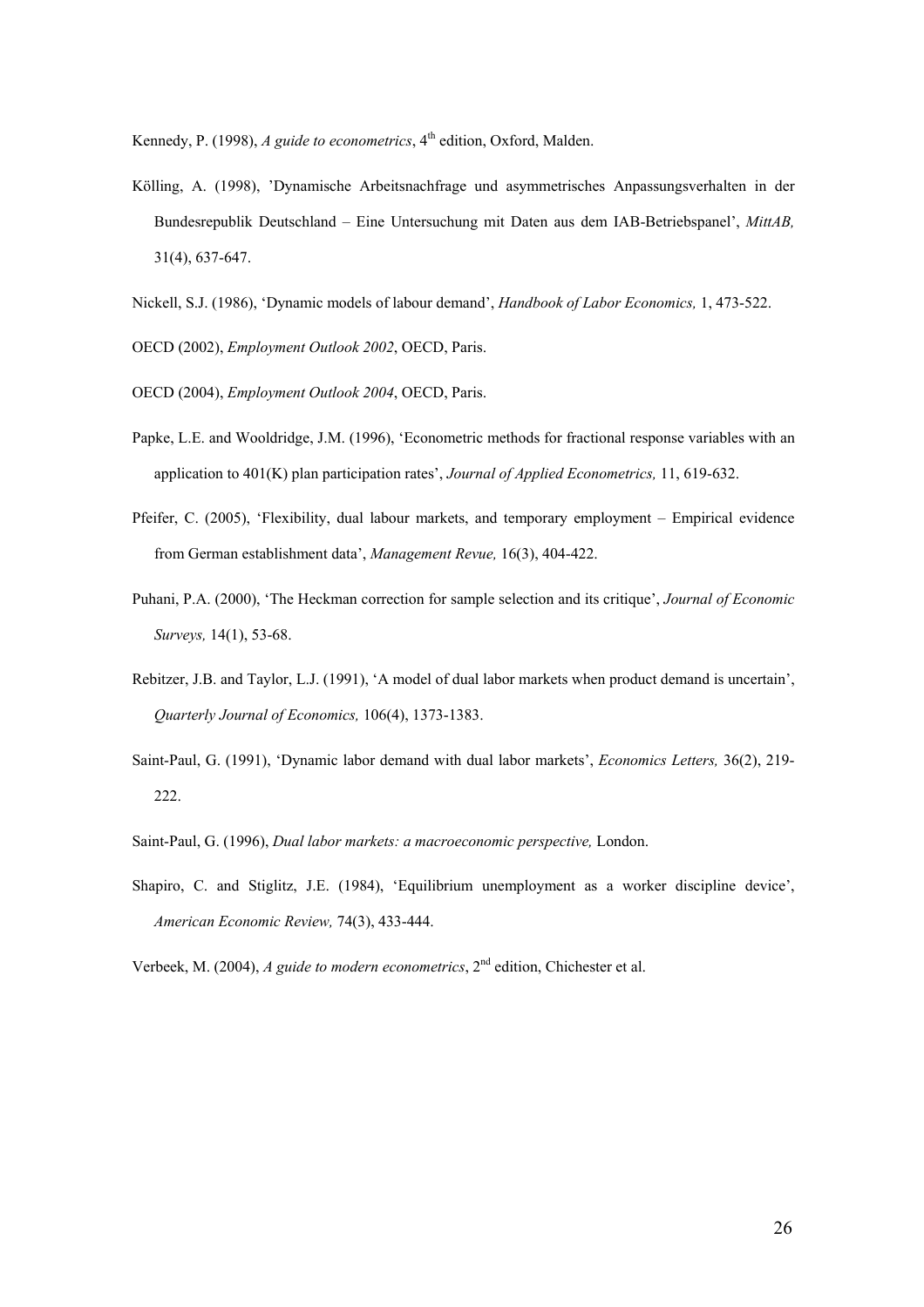Kennedy, P. (1998), *A guide to econometrics*, 4th edition, Oxford, Malden.

Kölling, A. (1998), 'Dynamische Arbeitsnachfrage und asymmetrisches Anpassungsverhalten in der Bundesrepublik Deutschland – Eine Untersuchung mit Daten aus dem IAB-Betriebspanel', *MittAB,* 31(4), 637-647.

Nickell, S.J. (1986), 'Dynamic models of labour demand', *Handbook of Labor Economics,* 1, 473-522.

OECD (2002), *Employment Outlook 2002*, OECD, Paris.

OECD (2004), *Employment Outlook 2004*, OECD, Paris.

Papke, L.E. and Wooldridge, J.M. (1996), 'Econometric methods for fractional response variables with an application to 401(K) plan participation rates', *Journal of Applied Econometrics,* 11, 619-632.

Pfeifer, C. (2005), 'Flexibility, dual labour markets, and temporary employment – Empirical evidence from German establishment data', *Management Revue,* 16(3), 404-422.

Puhani, P.A. (2000), 'The Heckman correction for sample selection and its critique', *Journal of Economic Surveys,* 14(1), 53-68.

Rebitzer, J.B. and Taylor, L.J. (1991), 'A model of dual labor markets when product demand is uncertain', *Quarterly Journal of Economics,* 106(4), 1373-1383.

Saint-Paul, G. (1991), 'Dynamic labor demand with dual labor markets', *Economics Letters,* 36(2), 219-222.

Saint-Paul, G. (1996), *Dual labor markets: a macroeconomic perspective,* London.

Shapiro, C. and Stiglitz, J.E. (1984), 'Equilibrium unemployment as a worker discipline device', *American Economic Review,* 74(3), 433-444.

Verbeek, M. (2004), *A guide to modern econometrics*, 2nd edition, Chichester et al.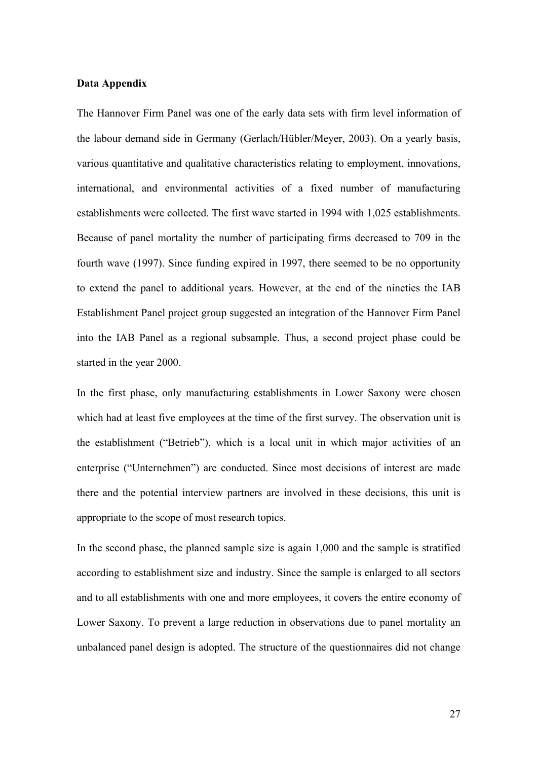**Data Appendix**

The Hannover Firm Panel was one of the early data sets with firm level information of the labour demand side in Germany (Gerlach/Hübler/Meyer, 2003). On a yearly basis, various quantitative and qualitative characteristics relating to employment, innovations, international, and environmental activities of a fixed number of manufacturing establishments were collected. The first wave started in 1994 with 1,025 establishments. Because of panel mortality the number of participating firms decreased to 709 in the fourth wave (1997). Since funding expired in 1997, there seemed to be no opportunity to extend the panel to additional years. However, at the end of the nineties the IAB Establishment Panel project group suggested an integration of the Hannover Firm Panel into the IAB Panel as a regional subsample. Thus, a second project phase could be started in the year 2000.

In the first phase, only manufacturing establishments in Lower Saxony were chosen which had at least five employees at the time of the first survey. The observation unit is the establishment ("Betrieb"), which is a local unit in which major activities of an enterprise ("Unternehmen") are conducted. Since most decisions of interest are made there and the potential interview partners are involved in these decisions, this unit is appropriate to the scope of most research topics.

In the second phase, the planned sample size is again 1,000 and the sample is stratified according to establishment size and industry. Since the sample is enlarged to all sectors and to all establishments with one and more employees, it covers the entire economy of Lower Saxony. To prevent a large reduction in observations due to panel mortality an unbalanced panel design is adopted. The structure of the questionnaires did not change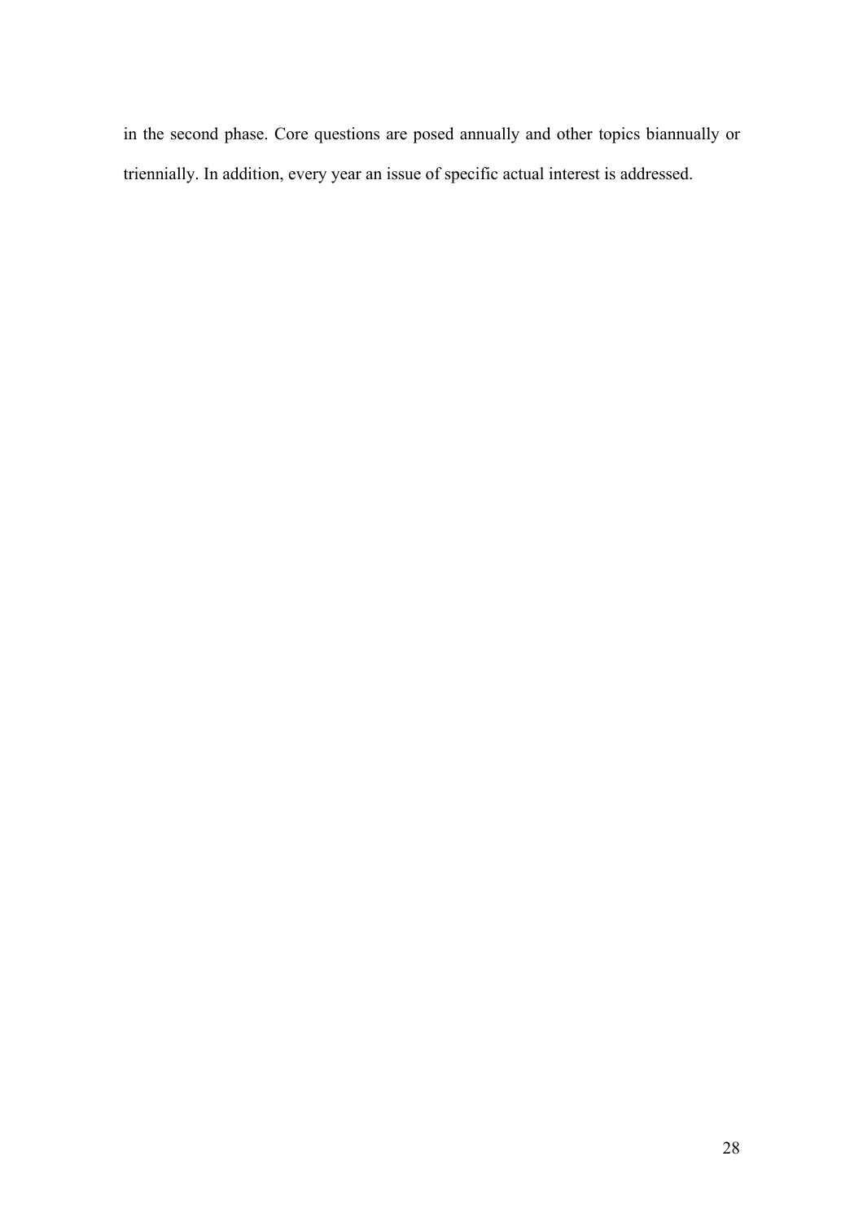in the second phase. Core questions are posed annually and other topics biannually or triennially. In addition, every year an issue of specific actual interest is addressed.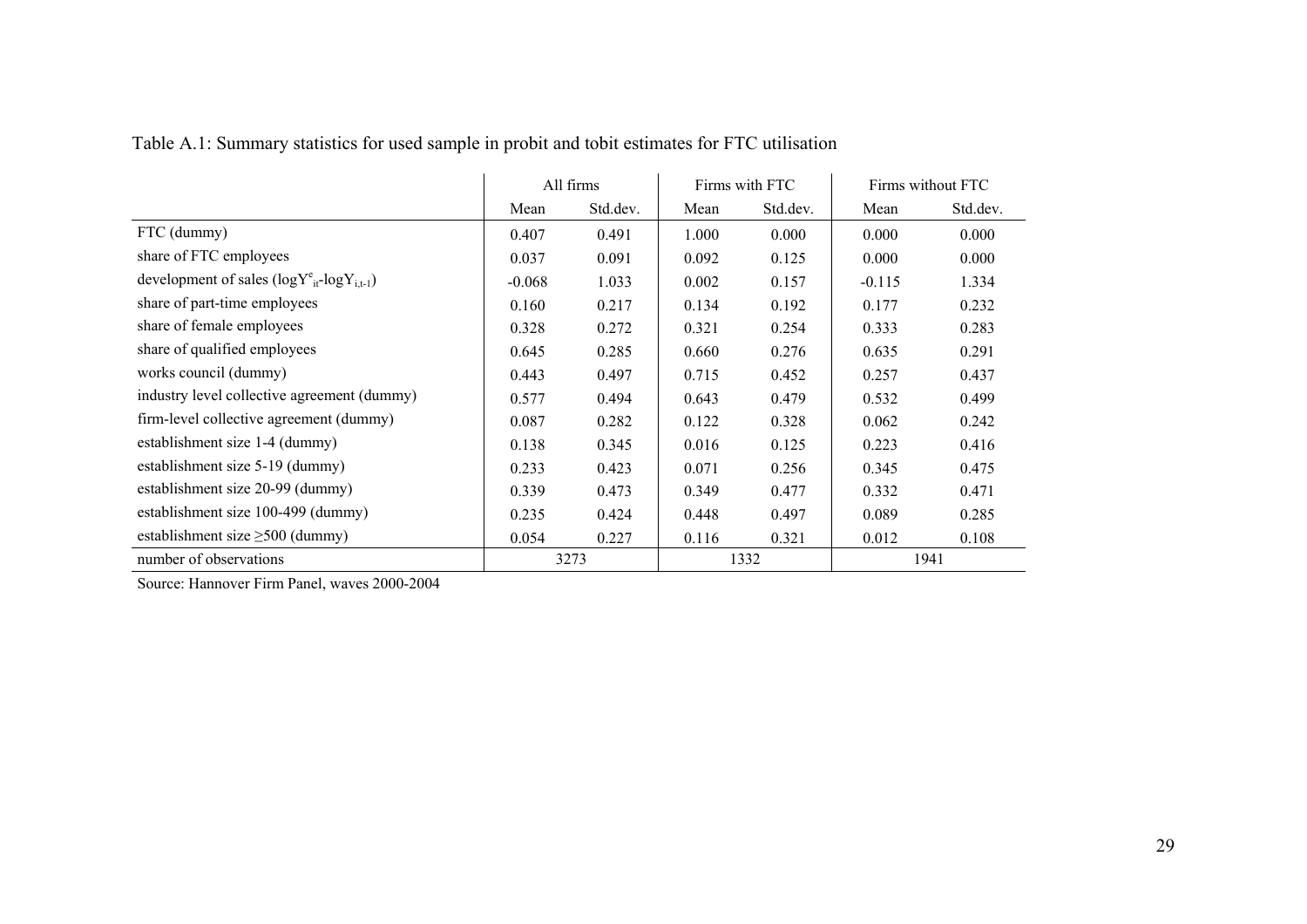Table A.1: Summary statistics for used sample in probit and tobit estimates for FTC utilisation

| | All firms | | Firms with FTC | | Firms without FTC | |
|---|---|---|---|---|---|---|
| | Mean | Std.dev. | Mean | Std.dev. | Mean | Std.dev. |
| FTC (dummy) | 0.407 | 0.491 | 1.000 | 0.000 | 0.000 | 0.000 |
| share of FTC employees | 0.037 | 0.091 | 0.092 | 0.125 | 0.000 | 0.000 |
| development of sales ($\log Y^e_{it}$-$\log Y_{i,t-1}$) | -0.068 | 1.033 | 0.002 | 0.157 | -0.115 | 1.334 |
| share of part-time employees | 0.160 | 0.217 | 0.134 | 0.192 | 0.177 | 0.232 |
| share of female employees | 0.328 | 0.272 | 0.321 | 0.254 | 0.333 | 0.283 |
| share of qualified employees | 0.645 | 0.285 | 0.660 | 0.276 | 0.635 | 0.291 |
| works council (dummy) | 0.443 | 0.497 | 0.715 | 0.452 | 0.257 | 0.437 |
| industry level collective agreement (dummy) | 0.577 | 0.494 | 0.643 | 0.479 | 0.532 | 0.499 |
| firm-level collective agreement (dummy) | 0.087 | 0.282 | 0.122 | 0.328 | 0.062 | 0.242 |
| establishment size 1-4 (dummy) | 0.138 | 0.345 | 0.016 | 0.125 | 0.223 | 0.416 |
| establishment size 5-19 (dummy) | 0.233 | 0.423 | 0.071 | 0.256 | 0.345 | 0.475 |
| establishment size 20-99 (dummy) | 0.339 | 0.473 | 0.349 | 0.477 | 0.332 | 0.471 |
| establishment size 100-499 (dummy) | 0.235 | 0.424 | 0.448 | 0.497 | 0.089 | 0.285 |
| establishment size ≥500 (dummy) | 0.054 | 0.227 | 0.116 | 0.321 | 0.012 | 0.108 |
| number of observations | 3273 | | 1332 | | 1941 | |

Source: Hannover Firm Panel, waves 2000-2004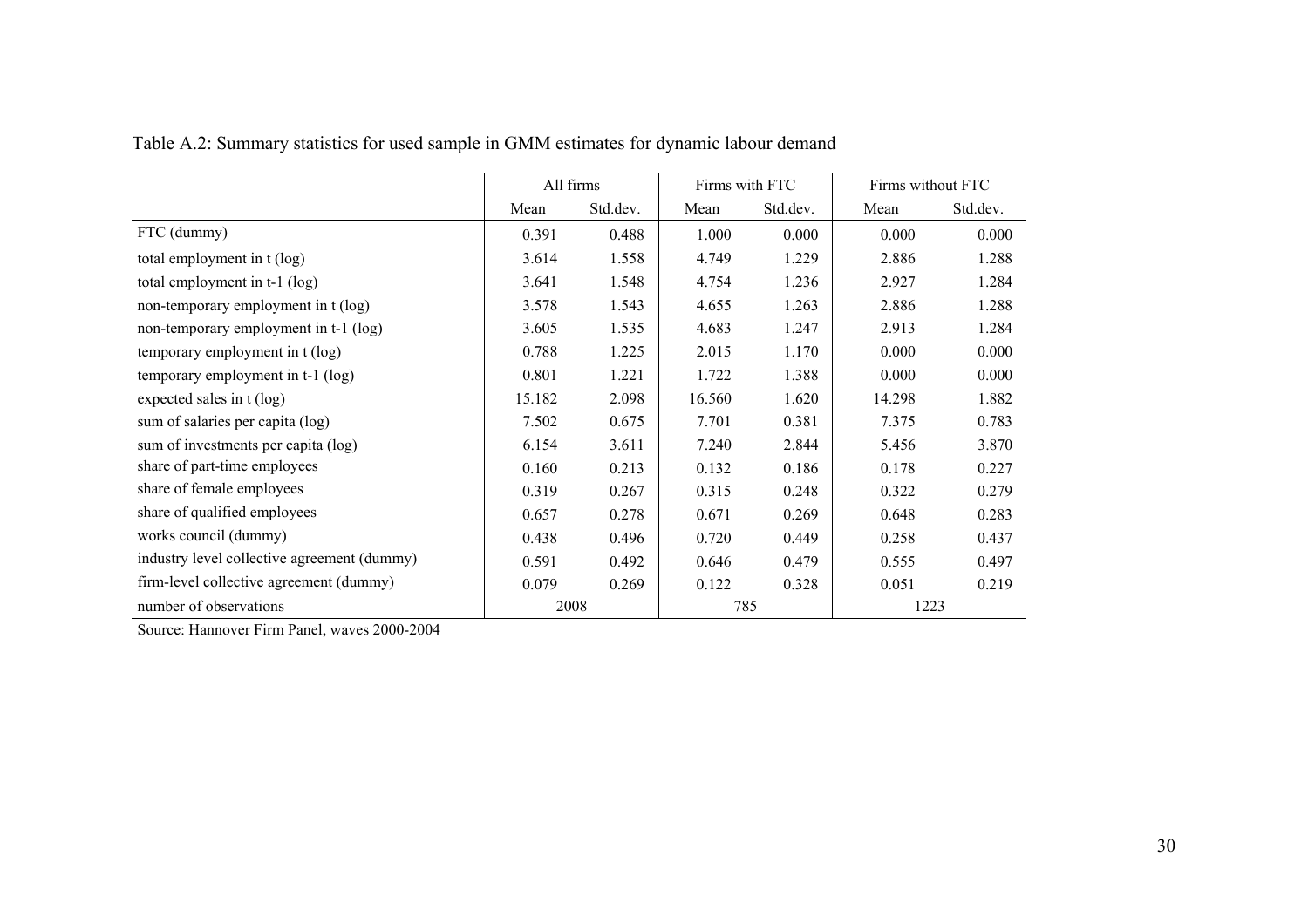Table A.2: Summary statistics for used sample in GMM estimates for dynamic labour demand

| | All firms | | Firms with FTC | | Firms without FTC | |
|---|---|---|---|---|---|---|
| | Mean | Std.dev. | Mean | Std.dev. | Mean | Std.dev. |
| FTC (dummy) | 0.391 | 0.488 | 1.000 | 0.000 | 0.000 | 0.000 |
| total employment in t (log) | 3.614 | 1.558 | 4.749 | 1.229 | 2.886 | 1.288 |
| total employment in t-1 (log) | 3.641 | 1.548 | 4.754 | 1.236 | 2.927 | 1.284 |
| non-temporary employment in t (log) | 3.578 | 1.543 | 4.655 | 1.263 | 2.886 | 1.288 |
| non-temporary employment in t-1 (log) | 3.605 | 1.535 | 4.683 | 1.247 | 2.913 | 1.284 |
| temporary employment in t (log) | 0.788 | 1.225 | 2.015 | 1.170 | 0.000 | 0.000 |
| temporary employment in t-1 (log) | 0.801 | 1.221 | 1.722 | 1.388 | 0.000 | 0.000 |
| expected sales in t (log) | 15.182 | 2.098 | 16.560 | 1.620 | 14.298 | 1.882 |
| sum of salaries per capita (log) | 7.502 | 0.675 | 7.701 | 0.381 | 7.375 | 0.783 |
| sum of investments per capita (log) | 6.154 | 3.611 | 7.240 | 2.844 | 5.456 | 3.870 |
| share of part-time employees | 0.160 | 0.213 | 0.132 | 0.186 | 0.178 | 0.227 |
| share of female employees | 0.319 | 0.267 | 0.315 | 0.248 | 0.322 | 0.279 |
| share of qualified employees | 0.657 | 0.278 | 0.671 | 0.269 | 0.648 | 0.283 |
| works council (dummy) | 0.438 | 0.496 | 0.720 | 0.449 | 0.258 | 0.437 |
| industry level collective agreement (dummy) | 0.591 | 0.492 | 0.646 | 0.479 | 0.555 | 0.497 |
| firm-level collective agreement (dummy) | 0.079 | 0.269 | 0.122 | 0.328 | 0.051 | 0.219 |
| number of observations | 2008 | | 785 | | 1223 | |

Source: Hannover Firm Panel, waves 2000-2004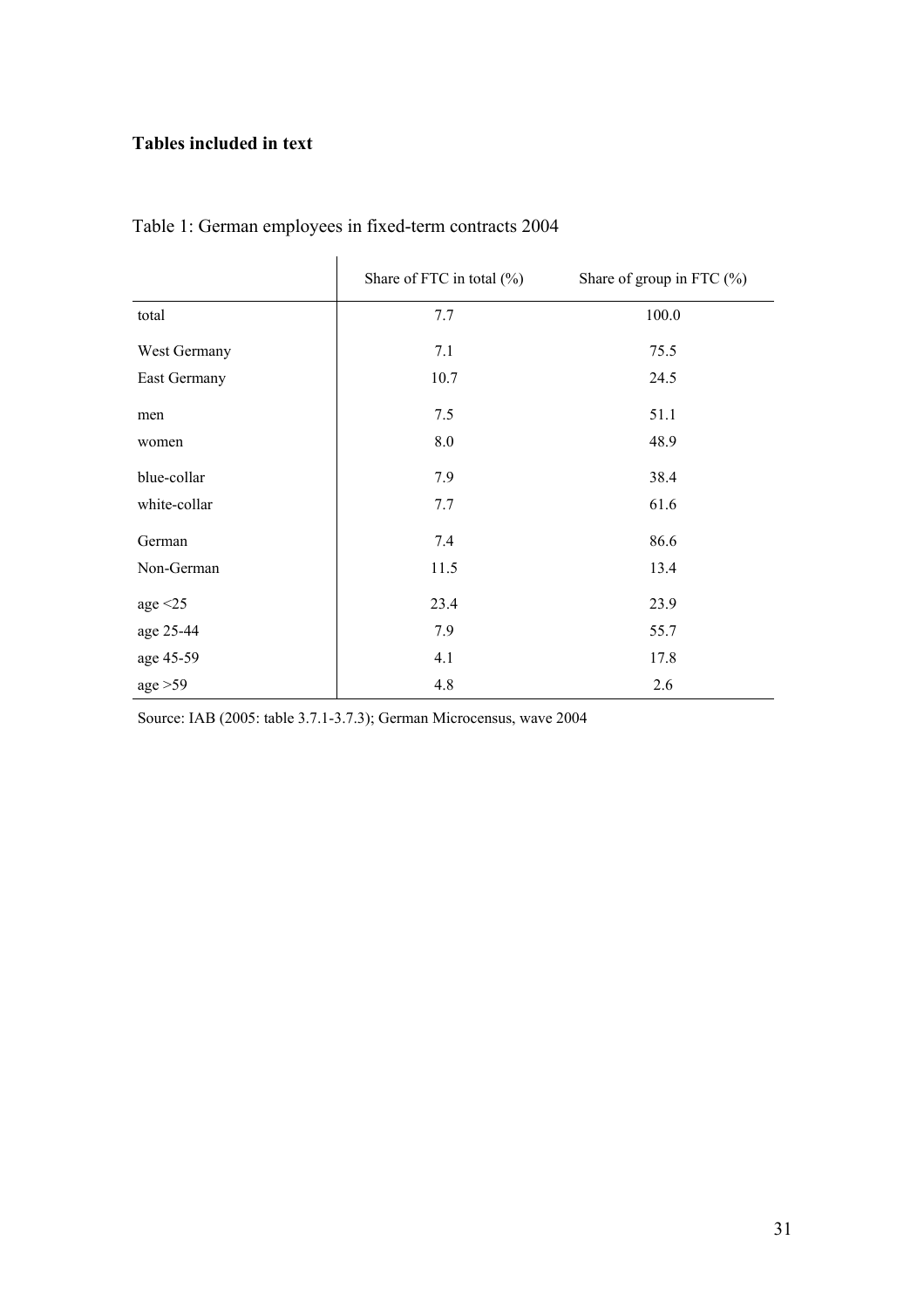**Tables included in text**

Table 1: German employees in fixed-term contracts 2004

| | Share of FTC in total (%) | Share of group in FTC (%) |
|---|---|---|
| total | 7.7 | 100.0 |
| West Germany | 7.1 | 75.5 |
| East Germany | 10.7 | 24.5 |
| men | 7.5 | 51.1 |
| women | 8.0 | 48.9 |
| blue-collar | 7.9 | 38.4 |
| white-collar | 7.7 | 61.6 |
| German | 7.4 | 86.6 |
| Non-German | 11.5 | 13.4 |
| age <25 | 23.4 | 23.9 |
| age 25-44 | 7.9 | 55.7 |
| age 45-59 | 4.1 | 17.8 |
| age >59 | 4.8 | 2.6 |

Source: IAB (2005: table 3.7.1-3.7.3); German Microcensus, wave 2004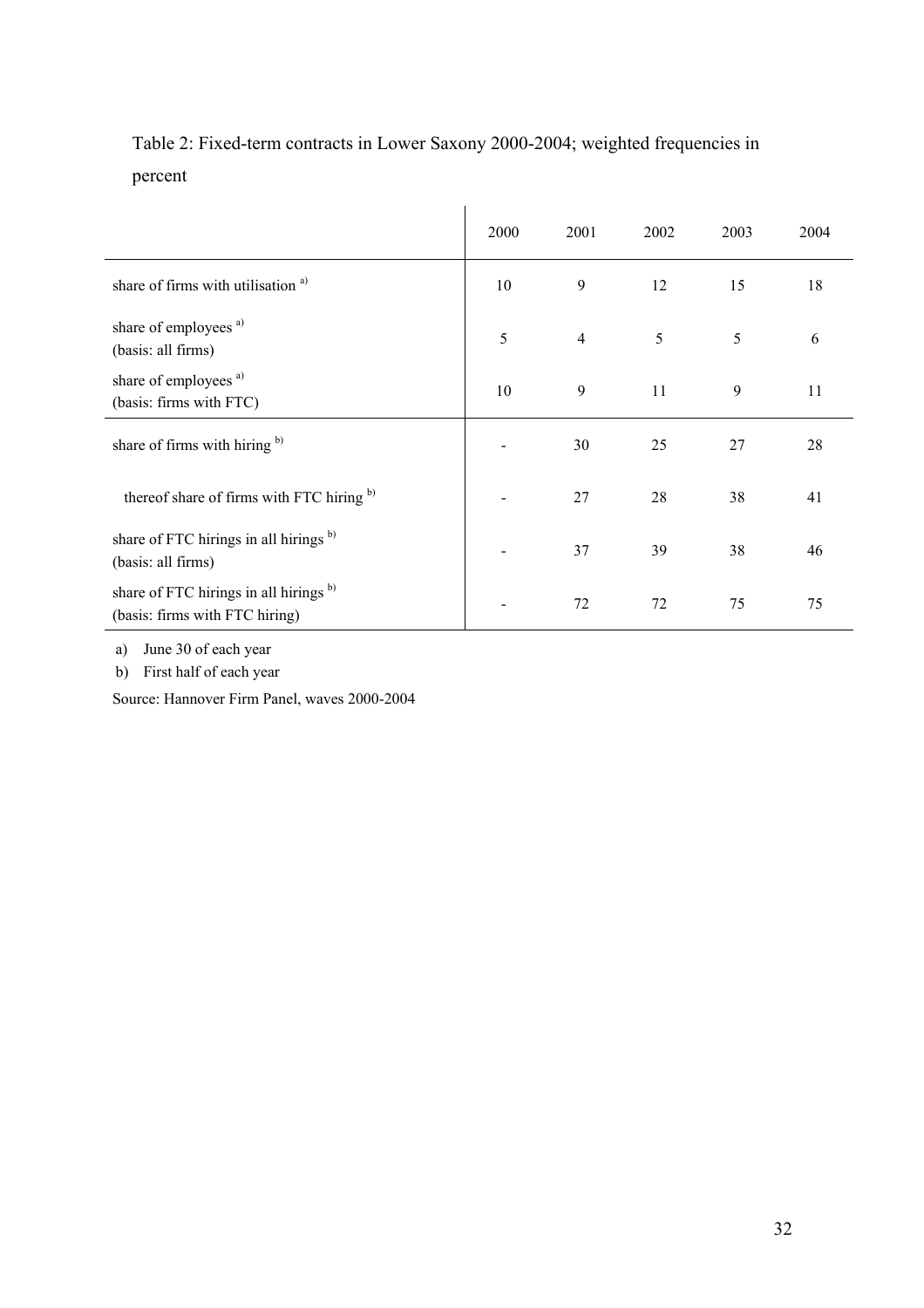Table 2: Fixed-term contracts in Lower Saxony 2000-2004; weighted frequencies in percent

| | 2000 | 2001 | 2002 | 2003 | 2004 |
|---|---|---|---|---|---|
| share of firms with utilisation [a)] | 10 | 9 | 12 | 15 | 18 |
| share of employees [a)] (basis: all firms) | 5 | 4 | 5 | 5 | 6 |
| share of employees [a)] (basis: firms with FTC) | 10 | 9 | 11 | 9 | 11 |
| share of firms with hiring [b)] | - | 30 | 25 | 27 | 28 |
| thereof share of firms with FTC hiring [b)] | - | 27 | 28 | 38 | 41 |
| share of FTC hirings in all hirings [b)] (basis: all firms) | - | 37 | 39 | 38 | 46 |
| share of FTC hirings in all hirings [b)] (basis: firms with FTC hiring) | - | 72 | 72 | 75 | 75 |

a) June 30 of each year

b) First half of each year

Source: Hannover Firm Panel, waves 2000-2004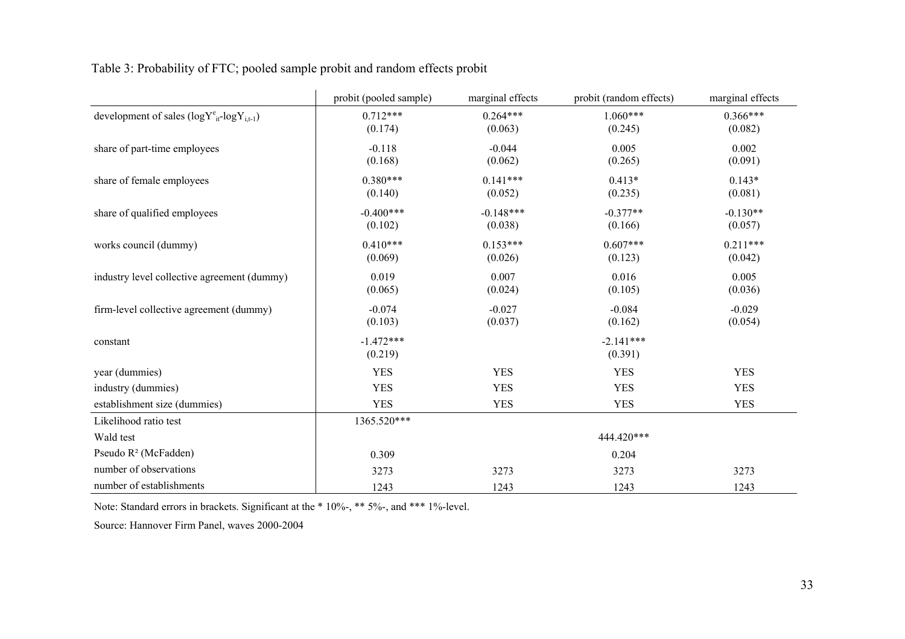Table 3: Probability of FTC; pooled sample probit and random effects probit

| | probit (pooled sample) | marginal effects | probit (random effects) | marginal effects |
|---|---|---|---|---|
| development of sales ($\log Y^e_{it} - \log Y_{i,t-1}$) | 0.712*** | 0.264*** | 1.060*** | 0.366*** |
| | (0.174) | (0.063) | (0.245) | (0.082) |
| share of part-time employees | -0.118 | -0.044 | 0.005 | 0.002 |
| | (0.168) | (0.062) | (0.265) | (0.091) |
| share of female employees | 0.380*** | 0.141*** | 0.413* | 0.143* |
| | (0.140) | (0.052) | (0.235) | (0.081) |
| share of qualified employees | -0.400*** | -0.148*** | -0.377** | -0.130** |
| | (0.102) | (0.038) | (0.166) | (0.057) |
| works council (dummy) | 0.410*** | 0.153*** | 0.607*** | 0.211*** |
| | (0.069) | (0.026) | (0.123) | (0.042) |
| industry level collective agreement (dummy) | 0.019 | 0.007 | 0.016 | 0.005 |
| | (0.065) | (0.024) | (0.105) | (0.036) |
| firm-level collective agreement (dummy) | -0.074 | -0.027 | -0.084 | -0.029 |
| | (0.103) | (0.037) | (0.162) | (0.054) |
| constant | -1.472*** | | -2.141*** | |
| | (0.219) | | (0.391) | |
| year (dummies) | YES | YES | YES | YES |
| industry (dummies) | YES | YES | YES | YES |
| establishment size (dummies) | YES | YES | YES | YES |
| Likelihood ratio test | 1365.520*** | | | |
| Wald test | | | 444.420*** | |
| Pseudo $R^2$ (McFadden) | 0.309 | | 0.204 | |
| number of observations | 3273 | 3273 | 3273 | 3273 |
| number of establishments | 1243 | 1243 | 1243 | 1243 |

Note: Standard errors in brackets. Significant at the * 10%-, ** 5%-, and *** 1%-level.

Source: Hannover Firm Panel, waves 2000-2004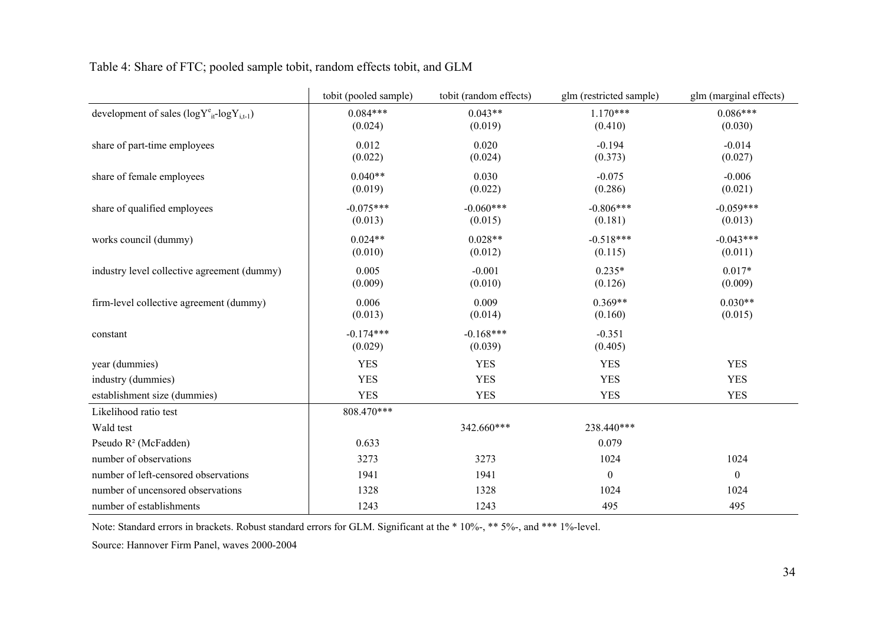Table 4: Share of FTC; pooled sample tobit, random effects tobit, and GLM

| | tobit (pooled sample) | tobit (random effects) | glm (restricted sample) | glm (marginal effects) |
|---|---|---|---|---|
| development of sales ($logY^{e}_{it}$-$logY_{i,t-1}$) | 0.084*** | 0.043** | 1.170*** | 0.086*** |
| | (0.024) | (0.019) | (0.410) | (0.030) |
| share of part-time employees | 0.012 | 0.020 | -0.194 | -0.014 |
| | (0.022) | (0.024) | (0.373) | (0.027) |
| share of female employees | 0.040** | 0.030 | -0.075 | -0.006 |
| | (0.019) | (0.022) | (0.286) | (0.021) |
| share of qualified employees | -0.075*** | -0.060*** | -0.806*** | -0.059*** |
| | (0.013) | (0.015) | (0.181) | (0.013) |
| works council (dummy) | 0.024** | 0.028** | -0.518*** | -0.043*** |
| | (0.010) | (0.012) | (0.115) | (0.011) |
| industry level collective agreement (dummy) | 0.005 | -0.001 | 0.235* | 0.017* |
| | (0.009) | (0.010) | (0.126) | (0.009) |
| firm-level collective agreement (dummy) | 0.006 | 0.009 | 0.369** | 0.030** |
| | (0.013) | (0.014) | (0.160) | (0.015) |
| constant | -0.174*** | -0.168*** | -0.351 | |
| | (0.029) | (0.039) | (0.405) | |
| year (dummies) | YES | YES | YES | YES |
| industry (dummies) | YES | YES | YES | YES |
| establishment size (dummies) | YES | YES | YES | YES |
| Likelihood ratio test | 808.470*** | | | |
| Wald test | | 342.660*** | 238.440*** | |
| Pseudo $R^2$ (McFadden) | 0.633 | | 0.079 | |
| number of observations | 3273 | 3273 | 1024 | 1024 |
| number of left-censored observations | 1941 | 1941 | 0 | 0 |
| number of uncensored observations | 1328 | 1328 | 1024 | 1024 |
| number of establishments | 1243 | 1243 | 495 | 495 |

Note: Standard errors in brackets. Robust standard errors for GLM. Significant at the * 10%-, ** 5%-, and *** 1%-level.

Source: Hannover Firm Panel, waves 2000-2004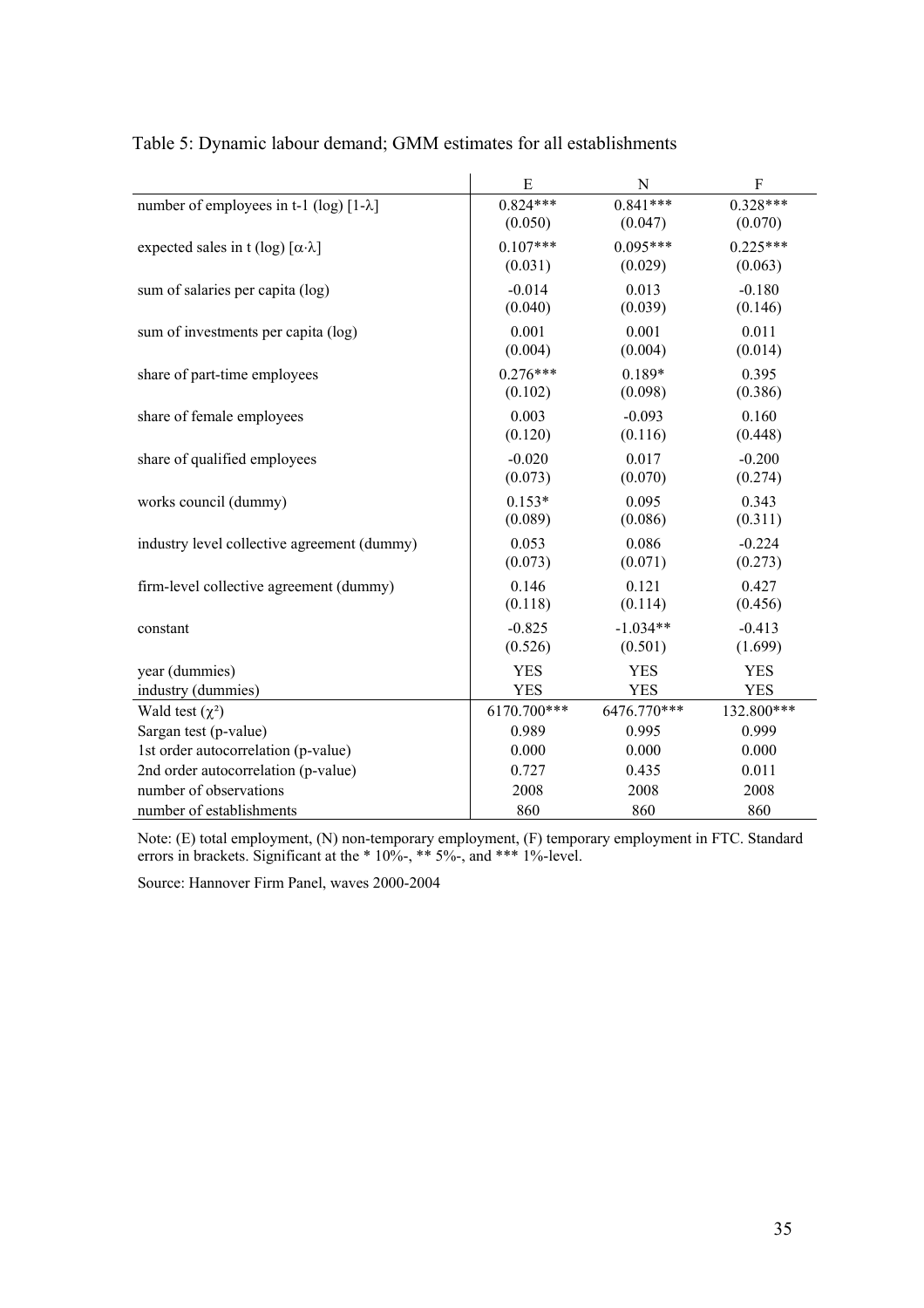Table 5: Dynamic labour demand; GMM estimates for all establishments

| | E | N | F |
|---|---|---|---|
| number of employees in t-1 (log) [1-$\lambda$] | 0.824*** | 0.841*** | 0.328*** |
| | (0.050) | (0.047) | (0.070) |
| expected sales in t (log) [$\alpha \cdot \lambda$] | 0.107*** | 0.095*** | 0.225*** |
| | (0.031) | (0.029) | (0.063) |
| sum of salaries per capita (log) | -0.014 | 0.013 | -0.180 |
| | (0.040) | (0.039) | (0.146) |
| sum of investments per capita (log) | 0.001 | 0.001 | 0.011 |
| | (0.004) | (0.004) | (0.014) |
| share of part-time employees | 0.276*** | 0.189* | 0.395 |
| | (0.102) | (0.098) | (0.386) |
| share of female employees | 0.003 | -0.093 | 0.160 |
| | (0.120) | (0.116) | (0.448) |
| share of qualified employees | -0.020 | 0.017 | -0.200 |
| | (0.073) | (0.070) | (0.274) |
| works council (dummy) | 0.153* | 0.095 | 0.343 |
| | (0.089) | (0.086) | (0.311) |
| industry level collective agreement (dummy) | 0.053 | 0.086 | -0.224 |
| | (0.073) | (0.071) | (0.273) |
| firm-level collective agreement (dummy) | 0.146 | 0.121 | 0.427 |
| | (0.118) | (0.114) | (0.456) |
| constant | -0.825 | -1.034** | -0.413 |
| | (0.526) | (0.501) | (1.699) |
| year (dummies) | YES | YES | YES |
| industry (dummies) | YES | YES | YES |
| Wald test ($\chi^2$) | 6170.700*** | 6476.770*** | 132.800*** |
| Sargan test (p-value) | 0.989 | 0.995 | 0.999 |
| 1st order autocorrelation (p-value) | 0.000 | 0.000 | 0.000 |
| 2nd order autocorrelation (p-value) | 0.727 | 0.435 | 0.011 |
| number of observations | 2008 | 2008 | 2008 |
| number of establishments | 860 | 860 | 860 |

Note: (E) total employment, (N) non-temporary employment, (F) temporary employment in FTC. Standard errors in brackets. Significant at the * 10%-, ** 5%-, and *** 1%-level.

Source: Hannover Firm Panel, waves 2000-2004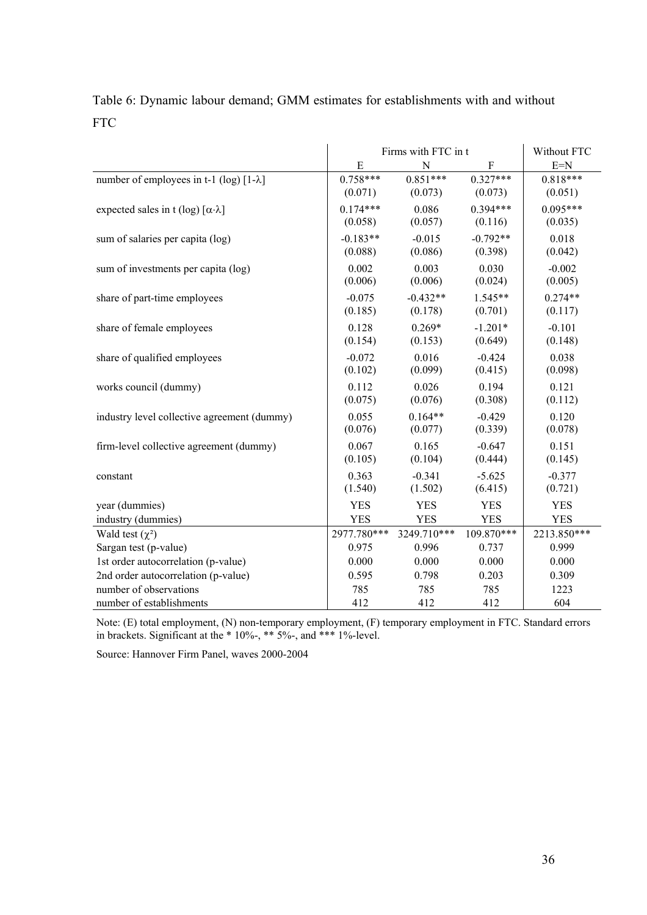Table 6: Dynamic labour demand; GMM estimates for establishments with and without FTC

| | Firms with FTC in t | | | Without FTC |
|---|---|---|---|---|
| | E | N | F | E=N |
| number of employees in t-1 (log) [1-λ] | 0.758*** | 0.851*** | 0.327*** | 0.818*** |
| | (0.071) | (0.073) | (0.073) | (0.051) |
| expected sales in t (log) [α·λ] | 0.174*** | 0.086 | 0.394*** | 0.095*** |
| | (0.058) | (0.057) | (0.116) | (0.035) |
| sum of salaries per capita (log) | -0.183** | -0.015 | -0.792** | 0.018 |
| | (0.088) | (0.086) | (0.398) | (0.042) |
| sum of investments per capita (log) | 0.002 | 0.003 | 0.030 | -0.002 |
| | (0.006) | (0.006) | (0.024) | (0.005) |
| share of part-time employees | -0.075 | -0.432** | 1.545** | 0.274** |
| | (0.185) | (0.178) | (0.701) | (0.117) |
| share of female employees | 0.128 | 0.269* | -1.201* | -0.101 |
| | (0.154) | (0.153) | (0.649) | (0.148) |
| share of qualified employees | -0.072 | 0.016 | -0.424 | 0.038 |
| | (0.102) | (0.099) | (0.415) | (0.098) |
| works council (dummy) | 0.112 | 0.026 | 0.194 | 0.121 |
| | (0.075) | (0.076) | (0.308) | (0.112) |
| industry level collective agreement (dummy) | 0.055 | 0.164** | -0.429 | 0.120 |
| | (0.076) | (0.077) | (0.339) | (0.078) |
| firm-level collective agreement (dummy) | 0.067 | 0.165 | -0.647 | 0.151 |
| | (0.105) | (0.104) | (0.444) | (0.145) |
| constant | 0.363 | -0.341 | -5.625 | -0.377 |
| | (1.540) | (1.502) | (6.415) | (0.721) |
| year (dummies) | YES | YES | YES | YES |
| industry (dummies) | YES | YES | YES | YES |
| Wald test ($\chi^2$) | 2977.780*** | 3249.710*** | 109.870*** | 2213.850*** |
| Sargan test (p-value) | 0.975 | 0.996 | 0.737 | 0.999 |
| 1st order autocorrelation (p-value) | 0.000 | 0.000 | 0.000 | 0.000 |
| 2nd order autocorrelation (p-value) | 0.595 | 0.798 | 0.203 | 0.309 |
| number of observations | 785 | 785 | 785 | 1223 |
| number of establishments | 412 | 412 | 412 | 604 |

Note: (E) total employment, (N) non-temporary employment, (F) temporary employment in FTC. Standard errors in brackets. Significant at the * 10%-, ** 5%-, and *** 1%-level.

Source: Hannover Firm Panel, waves 2000-2004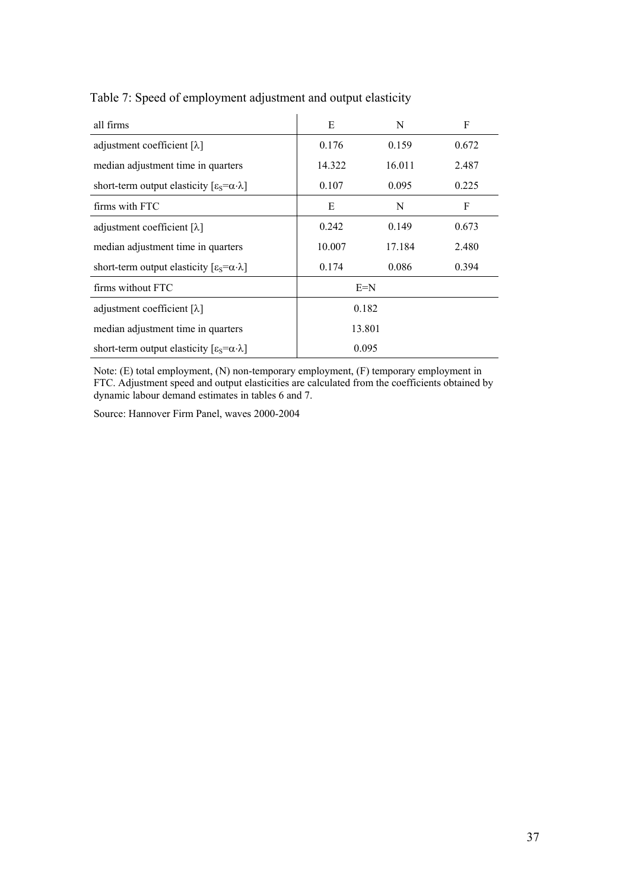Table 7: Speed of employment adjustment and output elasticity

| all firms | E | N | F |
|---|---|---|---|
| adjustment coefficient [$\lambda$] | 0.176 | 0.159 | 0.672 |
| median adjustment time in quarters | 14.322 | 16.011 | 2.487 |
| short-term output elasticity [$\varepsilon_S=\alpha\cdot\lambda$] | 0.107 | 0.095 | 0.225 |
| firms with FTC | E | N | F |
| adjustment coefficient [$\lambda$] | 0.242 | 0.149 | 0.673 |
| median adjustment time in quarters | 10.007 | 17.184 | 2.480 |
| short-term output elasticity [$\varepsilon_S=\alpha\cdot\lambda$] | 0.174 | 0.086 | 0.394 |
| firms without FTC | E=N | | |
| adjustment coefficient [$\lambda$] | 0.182 | | |
| median adjustment time in quarters | 13.801 | | |
| short-term output elasticity [$\varepsilon_S=\alpha\cdot\lambda$] | 0.095 | | |

Note: (E) total employment, (N) non-temporary employment, (F) temporary employment in FTC. Adjustment speed and output elasticities are calculated from the coefficients obtained by dynamic labour demand estimates in tables 6 and 7.

Source: Hannover Firm Panel, waves 2000-2004